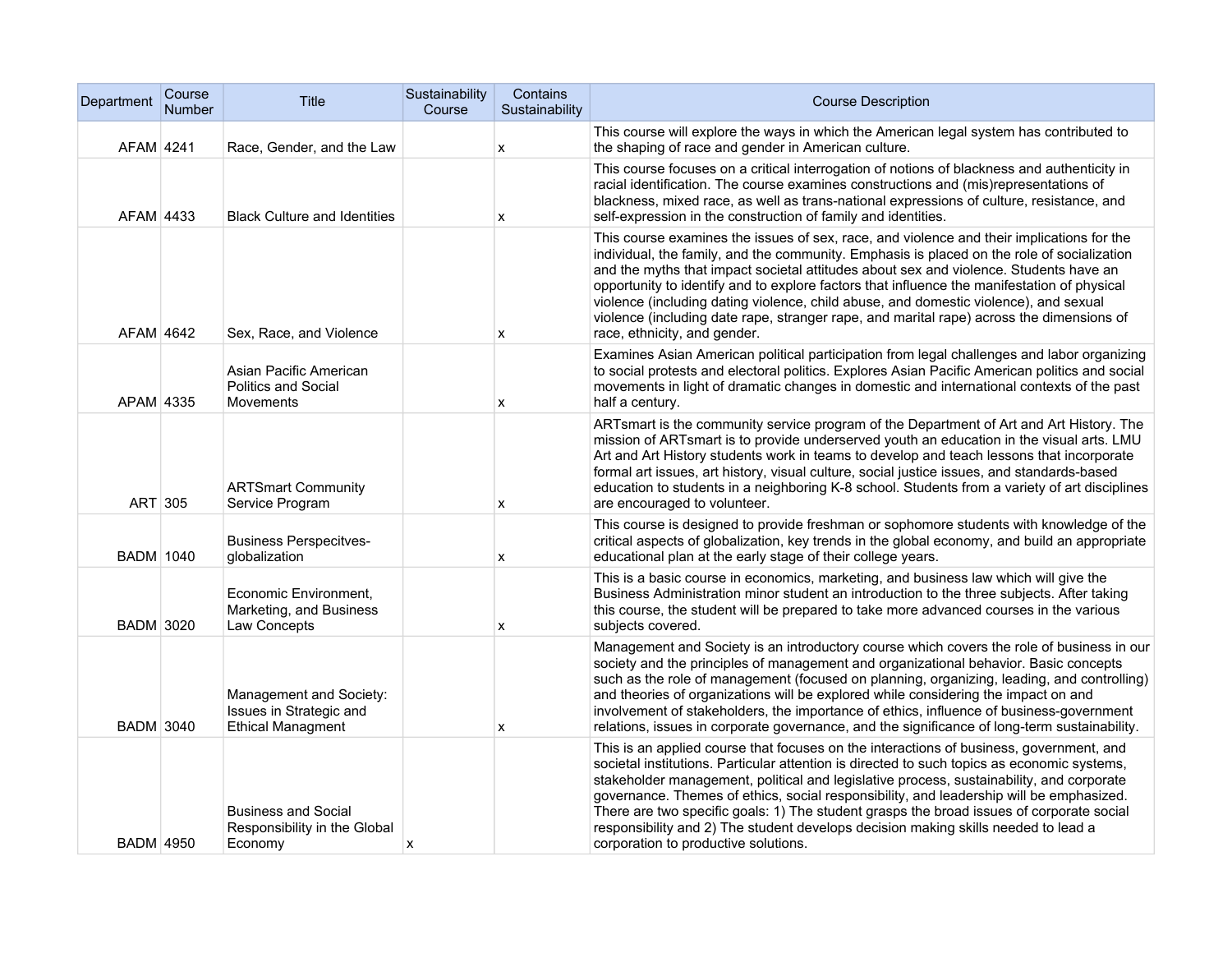| Department | Course Number | Title | Sustainability Course | Contains Sustainability | Course Description |
|---|---|---|---|---|---|
| AFAM | 4241 | Race, Gender, and the Law | | x | This course will explore the ways in which the American legal system has contributed to the shaping of race and gender in American culture. |
| AFAM | 4433 | Black Culture and Identities | | x | This course focuses on a critical interrogation of notions of blackness and authenticity in racial identification. The course examines constructions and (mis)representations of blackness, mixed race, as well as trans-national expressions of culture, resistance, and self-expression in the construction of family and identities. |
| AFAM | 4642 | Sex, Race, and Violence | | x | This course examines the issues of sex, race, and violence and their implications for the individual, the family, and the community. Emphasis is placed on the role of socialization and the myths that impact societal attitudes about sex and violence. Students have an opportunity to identify and to explore factors that influence the manifestation of physical violence (including dating violence, child abuse, and domestic violence), and sexual violence (including date rape, stranger rape, and marital rape) across the dimensions of race, ethnicity, and gender. |
| APAM | 4335 | Asian Pacific American Politics and Social Movements | | x | Examines Asian American political participation from legal challenges and labor organizing to social protests and electoral politics. Explores Asian Pacific American politics and social movements in light of dramatic changes in domestic and international contexts of the past half a century. |
| ART | 305 | ARTSmart Community Service Program | | x | ARTsmart is the community service program of the Department of Art and Art History. The mission of ARTsmart is to provide underserved youth an education in the visual arts. LMU Art and Art History students work in teams to develop and teach lessons that incorporate formal art issues, art history, visual culture, social justice issues, and standards-based education to students in a neighboring K-8 school. Students from a variety of art disciplines are encouraged to volunteer. |
| BADM | 1040 | Business Perspecitves-globalization | | x | This course is designed to provide freshman or sophomore students with knowledge of the critical aspects of globalization, key trends in the global economy, and build an appropriate educational plan at the early stage of their college years. |
| BADM | 3020 | Economic Environment, Marketing, and Business Law Concepts | | x | This is a basic course in economics, marketing, and business law which will give the Business Administration minor student an introduction to the three subjects. After taking this course, the student will be prepared to take more advanced courses in the various subjects covered. |
| BADM | 3040 | Management and Society: Issues in Strategic and Ethical Managment | | x | Management and Society is an introductory course which covers the role of business in our society and the principles of management and organizational behavior. Basic concepts such as the role of management (focused on planning, organizing, leading, and controlling) and theories of organizations will be explored while considering the impact on and involvement of stakeholders, the importance of ethics, influence of business-government relations, issues in corporate governance, and the significance of long-term sustainability. |
| BADM | 4950 | Business and Social Responsibility in the Global Economy | x | | This is an applied course that focuses on the interactions of business, government, and societal institutions. Particular attention is directed to such topics as economic systems, stakeholder management, political and legislative process, sustainability, and corporate governance. Themes of ethics, social responsibility, and leadership will be emphasized. There are two specific goals: 1) The student grasps the broad issues of corporate social responsibility and 2) The student develops decision making skills needed to lead a corporation to productive solutions. |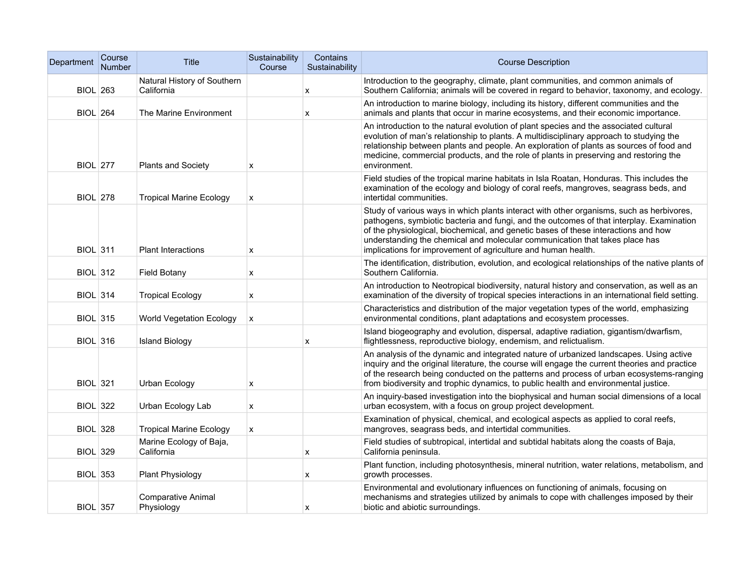| Department | Course Number | Title | Sustainability Course | Contains Sustainability | Course Description |
|---|---|---|---|---|---|
| BIOL | 263 | Natural History of Southern California | | x | Introduction to the geography, climate, plant communities, and common animals of Southern California; animals will be covered in regard to behavior, taxonomy, and ecology. |
| BIOL | 264 | The Marine Environment | | x | An introduction to marine biology, including its history, different communities and the animals and plants that occur in marine ecosystems, and their economic importance. |
| BIOL | 277 | Plants and Society | x | | An introduction to the natural evolution of plant species and the associated cultural evolution of man's relationship to plants. A multidisciplinary approach to studying the relationship between plants and people. An exploration of plants as sources of food and medicine, commercial products, and the role of plants in preserving and restoring the environment. |
| BIOL | 278 | Tropical Marine Ecology | x | | Field studies of the tropical marine habitats in Isla Roatan, Honduras. This includes the examination of the ecology and biology of coral reefs, mangroves, seagrass beds, and intertidal communities. |
| BIOL | 311 | Plant Interactions | x | | Study of various ways in which plants interact with other organisms, such as herbivores, pathogens, symbiotic bacteria and fungi, and the outcomes of that interplay. Examination of the physiological, biochemical, and genetic bases of these interactions and how understanding the chemical and molecular communication that takes place has implications for improvement of agriculture and human health. |
| BIOL | 312 | Field Botany | x | | The identification, distribution, evolution, and ecological relationships of the native plants of Southern California. |
| BIOL | 314 | Tropical Ecology | x | | An introduction to Neotropical biodiversity, natural history and conservation, as well as an examination of the diversity of tropical species interactions in an international field setting. |
| BIOL | 315 | World Vegetation Ecology | x | | Characteristics and distribution of the major vegetation types of the world, emphasizing environmental conditions, plant adaptations and ecosystem processes. |
| BIOL | 316 | Island Biology | | x | Island biogeography and evolution, dispersal, adaptive radiation, gigantism/dwarfism, flightlessness, reproductive biology, endemism, and relictualism. |
| BIOL | 321 | Urban Ecology | x | | An analysis of the dynamic and integrated nature of urbanized landscapes. Using active inquiry and the original literature, the course will engage the current theories and practice of the research being conducted on the patterns and process of urban ecosystems-ranging from biodiversity and trophic dynamics, to public health and environmental justice. |
| BIOL | 322 | Urban Ecology Lab | x | | An inquiry-based investigation into the biophysical and human social dimensions of a local urban ecosystem, with a focus on group project development. |
| BIOL | 328 | Tropical Marine Ecology | x | | Examination of physical, chemical, and ecological aspects as applied to coral reefs, mangroves, seagrass beds, and intertidal communities. |
| BIOL | 329 | Marine Ecology of Baja, California | | x | Field studies of subtropical, intertidal and subtidal habitats along the coasts of Baja, California peninsula. |
| BIOL | 353 | Plant Physiology | | x | Plant function, including photosynthesis, mineral nutrition, water relations, metabolism, and growth processes. |
| BIOL | 357 | Comparative Animal Physiology | | x | Environmental and evolutionary influences on functioning of animals, focusing on mechanisms and strategies utilized by animals to cope with challenges imposed by their biotic and abiotic surroundings. |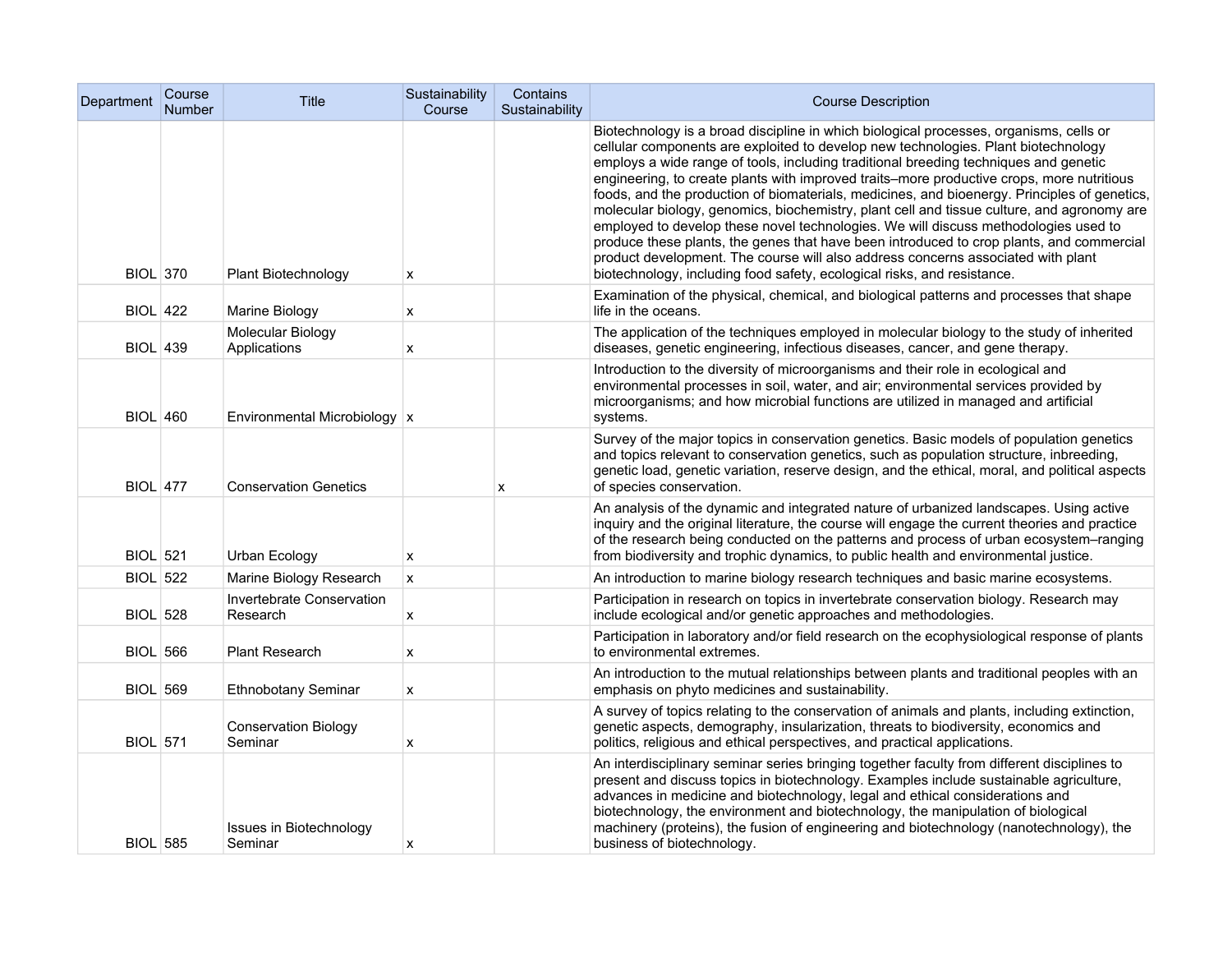| Department | Course Number | Title | Sustainability Course | Contains Sustainability | Course Description |
|---|---|---|---|---|---|
| BIOL | 370 | Plant Biotechnology | x | | Biotechnology is a broad discipline in which biological processes, organisms, cells or cellular components are exploited to develop new technologies. Plant biotechnology employs a wide range of tools, including traditional breeding techniques and genetic engineering, to create plants with improved traits–more productive crops, more nutritious foods, and the production of biomaterials, medicines, and bioenergy. Principles of genetics, molecular biology, genomics, biochemistry, plant cell and tissue culture, and agronomy are employed to develop these novel technologies. We will discuss methodologies used to produce these plants, the genes that have been introduced to crop plants, and commercial product development. The course will also address concerns associated with plant biotechnology, including food safety, ecological risks, and resistance. |
| BIOL | 422 | Marine Biology | x | | Examination of the physical, chemical, and biological patterns and processes that shape life in the oceans. |
| BIOL | 439 | Molecular Biology Applications | x | | The application of the techniques employed in molecular biology to the study of inherited diseases, genetic engineering, infectious diseases, cancer, and gene therapy. |
| BIOL | 460 | Environmental Microbiology | x | | Introduction to the diversity of microorganisms and their role in ecological and environmental processes in soil, water, and air; environmental services provided by microorganisms; and how microbial functions are utilized in managed and artificial systems. |
| BIOL | 477 | Conservation Genetics | | x | Survey of the major topics in conservation genetics. Basic models of population genetics and topics relevant to conservation genetics, such as population structure, inbreeding, genetic load, genetic variation, reserve design, and the ethical, moral, and political aspects of species conservation. |
| BIOL | 521 | Urban Ecology | x | | An analysis of the dynamic and integrated nature of urbanized landscapes. Using active inquiry and the original literature, the course will engage the current theories and practice of the research being conducted on the patterns and process of urban ecosystem–ranging from biodiversity and trophic dynamics, to public health and environmental justice. |
| BIOL | 522 | Marine Biology Research | x | | An introduction to marine biology research techniques and basic marine ecosystems. |
| BIOL | 528 | Invertebrate Conservation Research | x | | Participation in research on topics in invertebrate conservation biology. Research may include ecological and/or genetic approaches and methodologies. |
| BIOL | 566 | Plant Research | x | | Participation in laboratory and/or field research on the ecophysiological response of plants to environmental extremes. |
| BIOL | 569 | Ethnobotany Seminar | x | | An introduction to the mutual relationships between plants and traditional peoples with an emphasis on phyto medicines and sustainability. |
| BIOL | 571 | Conservation Biology Seminar | x | | A survey of topics relating to the conservation of animals and plants, including extinction, genetic aspects, demography, insularization, threats to biodiversity, economics and politics, religious and ethical perspectives, and practical applications. |
| BIOL | 585 | Issues in Biotechnology Seminar | x | | An interdisciplinary seminar series bringing together faculty from different disciplines to present and discuss topics in biotechnology. Examples include sustainable agriculture, advances in medicine and biotechnology, legal and ethical considerations and biotechnology, the environment and biotechnology, the manipulation of biological machinery (proteins), the fusion of engineering and biotechnology (nanotechnology), the business of biotechnology. |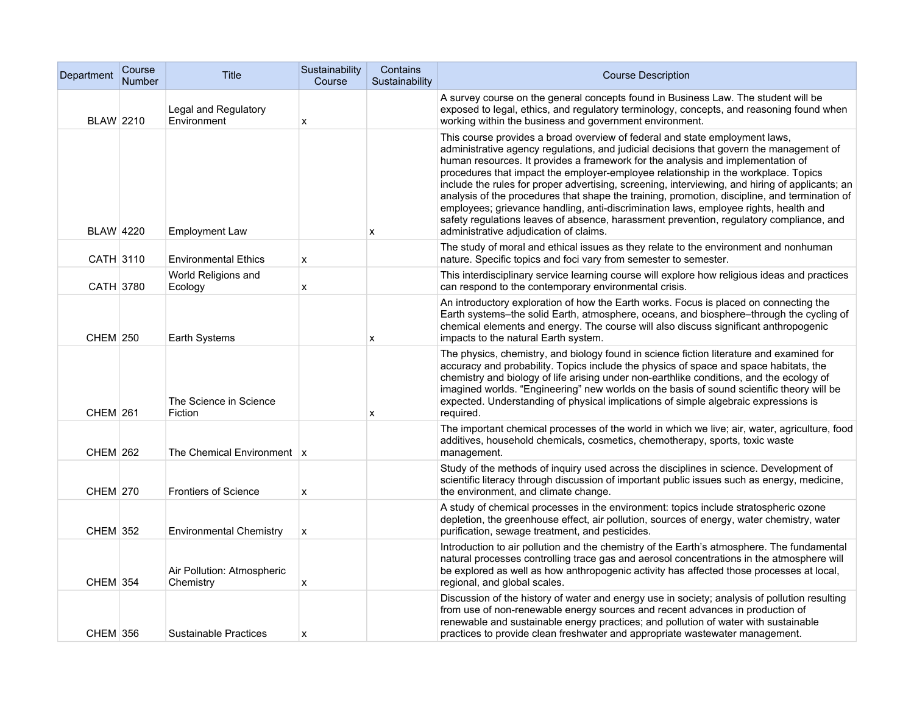| Department | Course Number | Title | Sustainability Course | Contains Sustainability | Course Description |
|---|---|---|---|---|---|
| BLAW | 2210 | Legal and Regulatory Environment | x | | A survey course on the general concepts found in Business Law. The student will be exposed to legal, ethics, and regulatory terminology, concepts, and reasoning found when working within the business and government environment. |
| BLAW | 4220 | Employment Law | | x | This course provides a broad overview of federal and state employment laws, administrative agency regulations, and judicial decisions that govern the management of human resources. It provides a framework for the analysis and implementation of procedures that impact the employer-employee relationship in the workplace. Topics include the rules for proper advertising, screening, interviewing, and hiring of applicants; an analysis of the procedures that shape the training, promotion, discipline, and termination of employees; grievance handling, anti-discrimination laws, employee rights, health and safety regulations leaves of absence, harassment prevention, regulatory compliance, and administrative adjudication of claims. |
| CATH | 3110 | Environmental Ethics | x | | The study of moral and ethical issues as they relate to the environment and nonhuman nature. Specific topics and foci vary from semester to semester. |
| CATH | 3780 | World Religions and Ecology | x | | This interdisciplinary service learning course will explore how religious ideas and practices can respond to the contemporary environmental crisis. |
| CHEM | 250 | Earth Systems | | x | An introductory exploration of how the Earth works. Focus is placed on connecting the Earth systems–the solid Earth, atmosphere, oceans, and biosphere–through the cycling of chemical elements and energy. The course will also discuss significant anthropogenic impacts to the natural Earth system. |
| CHEM | 261 | The Science in Science Fiction | | x | The physics, chemistry, and biology found in science fiction literature and examined for accuracy and probability. Topics include the physics of space and space habitats, the chemistry and biology of life arising under non-earthlike conditions, and the ecology of imagined worlds. "Engineering" new worlds on the basis of sound scientific theory will be expected. Understanding of physical implications of simple algebraic expressions is required. |
| CHEM | 262 | The Chemical Environment | x | | The important chemical processes of the world in which we live; air, water, agriculture, food additives, household chemicals, cosmetics, chemotherapy, sports, toxic waste management. |
| CHEM | 270 | Frontiers of Science | x | | Study of the methods of inquiry used across the disciplines in science. Development of scientific literacy through discussion of important public issues such as energy, medicine, the environment, and climate change. |
| CHEM | 352 | Environmental Chemistry | x | | A study of chemical processes in the environment: topics include stratospheric ozone depletion, the greenhouse effect, air pollution, sources of energy, water chemistry, water purification, sewage treatment, and pesticides. |
| CHEM | 354 | Air Pollution: Atmospheric Chemistry | x | | Introduction to air pollution and the chemistry of the Earth's atmosphere. The fundamental natural processes controlling trace gas and aerosol concentrations in the atmosphere will be explored as well as how anthropogenic activity has affected those processes at local, regional, and global scales. |
| CHEM | 356 | Sustainable Practices | x | | Discussion of the history of water and energy use in society; analysis of pollution resulting from use of non-renewable energy sources and recent advances in production of renewable and sustainable energy practices; and pollution of water with sustainable practices to provide clean freshwater and appropriate wastewater management. |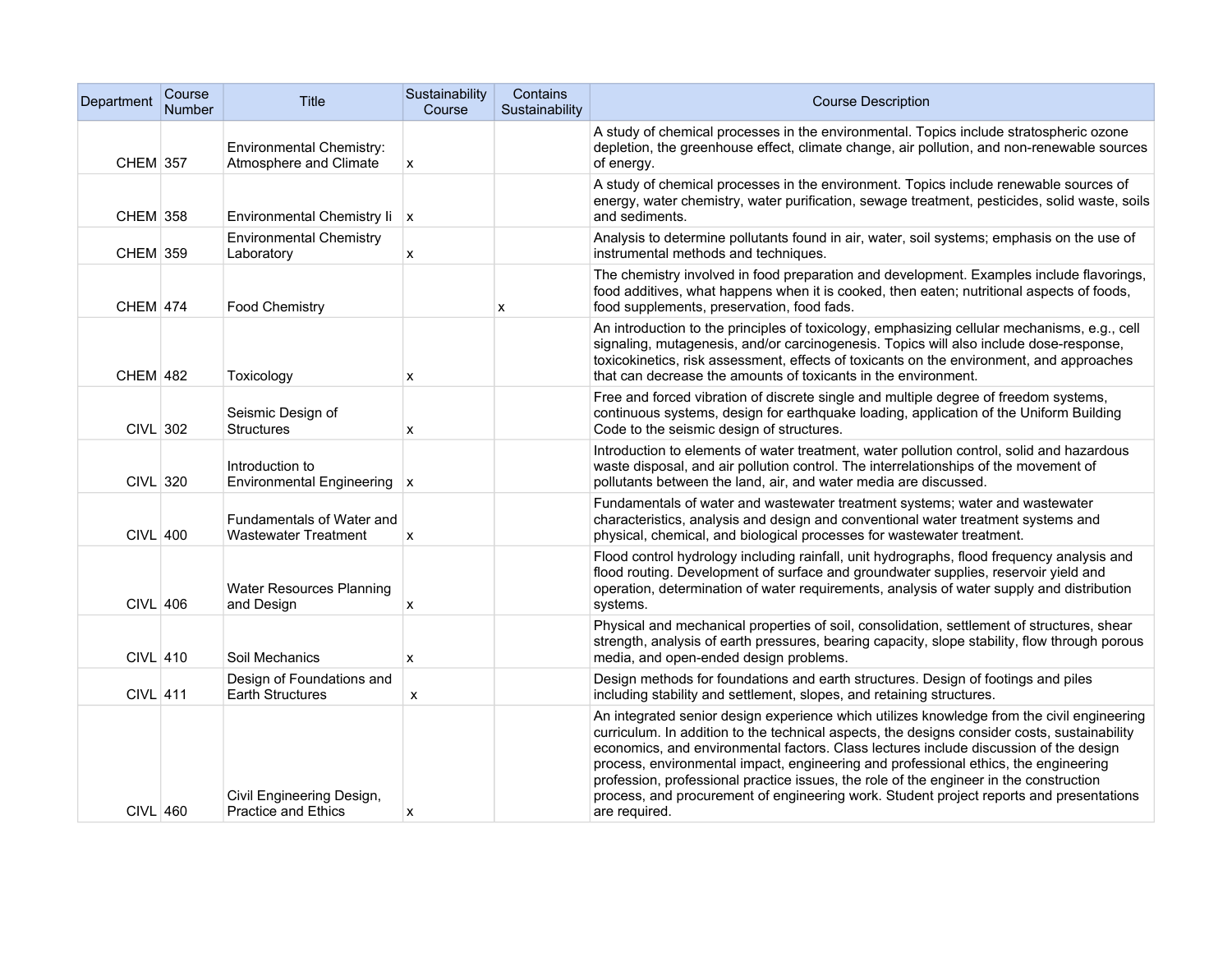| Department | Course Number | Title | Sustainability Course | Contains Sustainability | Course Description |
|---|---|---|---|---|---|
| CHEM | 357 | Environmental Chemistry: Atmosphere and Climate | x | | A study of chemical processes in the environmental. Topics include stratospheric ozone depletion, the greenhouse effect, climate change, air pollution, and non-renewable sources of energy. |
| CHEM | 358 | Environmental Chemistry Ii | x | | A study of chemical processes in the environment. Topics include renewable sources of energy, water chemistry, water purification, sewage treatment, pesticides, solid waste, soils and sediments. |
| CHEM | 359 | Environmental Chemistry Laboratory | x | | Analysis to determine pollutants found in air, water, soil systems; emphasis on the use of instrumental methods and techniques. |
| CHEM | 474 | Food Chemistry | | x | The chemistry involved in food preparation and development. Examples include flavorings, food additives, what happens when it is cooked, then eaten; nutritional aspects of foods, food supplements, preservation, food fads. |
| CHEM | 482 | Toxicology | x | | An introduction to the principles of toxicology, emphasizing cellular mechanisms, e.g., cell signaling, mutagenesis, and/or carcinogenesis. Topics will also include dose-response, toxicokinetics, risk assessment, effects of toxicants on the environment, and approaches that can decrease the amounts of toxicants in the environment. |
| CIVL | 302 | Seismic Design of Structures | x | | Free and forced vibration of discrete single and multiple degree of freedom systems, continuous systems, design for earthquake loading, application of the Uniform Building Code to the seismic design of structures. |
| CIVL | 320 | Introduction to Environmental Engineering | x | | Introduction to elements of water treatment, water pollution control, solid and hazardous waste disposal, and air pollution control. The interrelationships of the movement of pollutants between the land, air, and water media are discussed. |
| CIVL | 400 | Fundamentals of Water and Wastewater Treatment | x | | Fundamentals of water and wastewater treatment systems; water and wastewater characteristics, analysis and design and conventional water treatment systems and physical, chemical, and biological processes for wastewater treatment. |
| CIVL | 406 | Water Resources Planning and Design | x | | Flood control hydrology including rainfall, unit hydrographs, flood frequency analysis and flood routing. Development of surface and groundwater supplies, reservoir yield and operation, determination of water requirements, analysis of water supply and distribution systems. |
| CIVL | 410 | Soil Mechanics | x | | Physical and mechanical properties of soil, consolidation, settlement of structures, shear strength, analysis of earth pressures, bearing capacity, slope stability, flow through porous media, and open-ended design problems. |
| CIVL | 411 | Design of Foundations and Earth Structures | x | | Design methods for foundations and earth structures. Design of footings and piles including stability and settlement, slopes, and retaining structures. |
| CIVL | 460 | Civil Engineering Design, Practice and Ethics | x | | An integrated senior design experience which utilizes knowledge from the civil engineering curriculum. In addition to the technical aspects, the designs consider costs, sustainability economics, and environmental factors. Class lectures include discussion of the design process, environmental impact, engineering and professional ethics, the engineering profession, professional practice issues, the role of the engineer in the construction process, and procurement of engineering work. Student project reports and presentations are required. |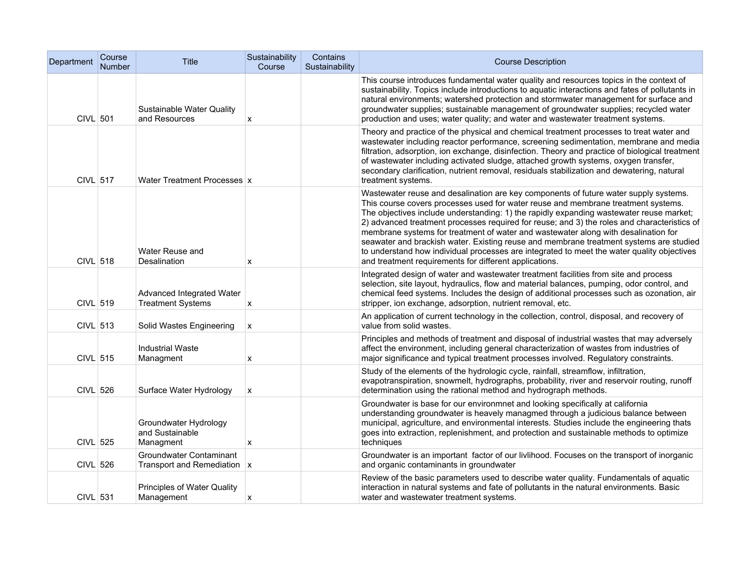| Department | Course Number | Title | Sustainability Course | Contains Sustainability | Course Description |
|---|---|---|---|---|---|
| CIVL | 501 | Sustainable Water Quality and Resources | x | | This course introduces fundamental water quality and resources topics in the context of sustainability. Topics include introductions to aquatic interactions and fates of pollutants in natural environments; watershed protection and stormwater management for surface and groundwater supplies; sustainable management of groundwater supplies; recycled water production and uses; water quality; and water and wastewater treatment systems. |
| CIVL | 517 | Water Treatment Processes | x | | Theory and practice of the physical and chemical treatment processes to treat water and wastewater including reactor performance, screening sedimentation, membrane and media filtration, adsorption, ion exchange, disinfection. Theory and practice of biological treatment of wastewater including activated sludge, attached growth systems, oxygen transfer, secondary clarification, nutrient removal, residuals stabilization and dewatering, natural treatment systems. |
| CIVL | 518 | Water Reuse and Desalination | x | | Wastewater reuse and desalination are key components of future water supply systems. This course covers processes used for water reuse and membrane treatment systems. The objectives include understanding: 1) the rapidly expanding wastewater reuse market; 2) advanced treatment processes required for reuse; and 3) the roles and characteristics of membrane systems for treatment of water and wastewater along with desalination for seawater and brackish water. Existing reuse and membrane treatment systems are studied to understand how individual processes are integrated to meet the water quality objectives and treatment requirements for different applications. |
| CIVL | 519 | Advanced Integrated Water Treatment Systems | x | | Integrated design of water and wastewater treatment facilities from site and process selection, site layout, hydraulics, flow and material balances, pumping, odor control, and chemical feed systems. Includes the design of additional processes such as ozonation, air stripper, ion exchange, adsorption, nutrient removal, etc. |
| CIVL | 513 | Solid Wastes Engineering | x | | An application of current technology in the collection, control, disposal, and recovery of value from solid wastes. |
| CIVL | 515 | Industrial Waste Managment | x | | Principles and methods of treatment and disposal of industrial wastes that may adversely affect the environment, including general characterization of wastes from industries of major significance and typical treatment processes involved. Regulatory constraints. |
| CIVL | 526 | Surface Water Hydrology | x | | Study of the elements of the hydrologic cycle, rainfall, streamflow, infiltration, evapotranspiration, snowmelt, hydrographs, probability, river and reservoir routing, runoff determination using the rational method and hydrograph methods. |
| CIVL | 525 | Groundwater Hydrology and Sustainable Managment | x | | Groundwater is base for our environmnet and looking specifically at california understanding groundwater is heavely managmed through a judicious balance between municipal, agriculture, and environmental interests. Studies include the engineering thats goes into extraction, replenishment, and protection and sustainable methods to optimize techniques |
| CIVL | 526 | Groundwater Contaminant Transport and Remediation | x | | Groundwater is an important factor of our livlihood. Focuses on the transport of inorganic and organic contaminants in groundwater |
| CIVL | 531 | Principles of Water Quality Management | x | | Review of the basic parameters used to describe water quality. Fundamentals of aquatic interaction in natural systems and fate of pollutants in the natural environments. Basic water and wastewater treatment systems. |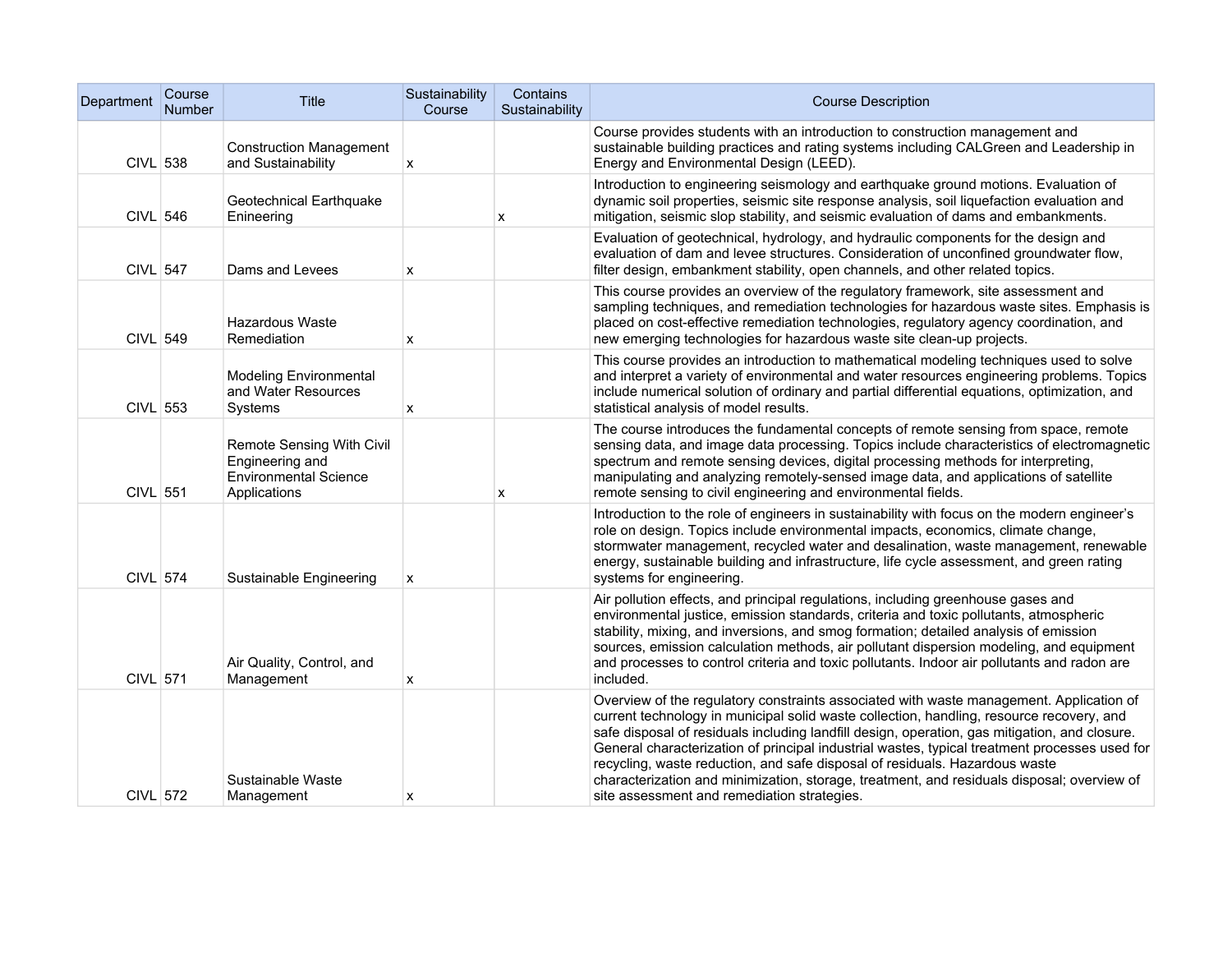| Department | Course Number | Title | Sustainability Course | Contains Sustainability | Course Description |
| --- | --- | --- | --- | --- | --- |
| CIVL | 538 | Construction Management and Sustainability | x | | Course provides students with an introduction to construction management and sustainable building practices and rating systems including CALGreen and Leadership in Energy and Environmental Design (LEED). |
| CIVL | 546 | Geotechnical Earthquake Enineering | | x | Introduction to engineering seismology and earthquake ground motions. Evaluation of dynamic soil properties, seismic site response analysis, soil liquefaction evaluation and mitigation, seismic slop stability, and seismic evaluation of dams and embankments. |
| CIVL | 547 | Dams and Levees | x | | Evaluation of geotechnical, hydrology, and hydraulic components for the design and evaluation of dam and levee structures. Consideration of unconfined groundwater flow, filter design, embankment stability, open channels, and other related topics. |
| CIVL | 549 | Hazardous Waste Remediation | x | | This course provides an overview of the regulatory framework, site assessment and sampling techniques, and remediation technologies for hazardous waste sites. Emphasis is placed on cost-effective remediation technologies, regulatory agency coordination, and new emerging technologies for hazardous waste site clean-up projects. |
| CIVL | 553 | Modeling Environmental and Water Resources Systems | x | | This course provides an introduction to mathematical modeling techniques used to solve and interpret a variety of environmental and water resources engineering problems. Topics include numerical solution of ordinary and partial differential equations, optimization, and statistical analysis of model results. |
| CIVL | 551 | Remote Sensing With Civil Engineering and Environmental Science Applications | | x | The course introduces the fundamental concepts of remote sensing from space, remote sensing data, and image data processing. Topics include characteristics of electromagnetic spectrum and remote sensing devices, digital processing methods for interpreting, manipulating and analyzing remotely-sensed image data, and applications of satellite remote sensing to civil engineering and environmental fields. |
| CIVL | 574 | Sustainable Engineering | x | | Introduction to the role of engineers in sustainability with focus on the modern engineer's role on design. Topics include environmental impacts, economics, climate change, stormwater management, recycled water and desalination, waste management, renewable energy, sustainable building and infrastructure, life cycle assessment, and green rating systems for engineering. |
| CIVL | 571 | Air Quality, Control, and Management | x | | Air pollution effects, and principal regulations, including greenhouse gases and environmental justice, emission standards, criteria and toxic pollutants, atmospheric stability, mixing, and inversions, and smog formation; detailed analysis of emission sources, emission calculation methods, air pollutant dispersion modeling, and equipment and processes to control criteria and toxic pollutants. Indoor air pollutants and radon are included. |
| CIVL | 572 | Sustainable Waste Management | x | | Overview of the regulatory constraints associated with waste management. Application of current technology in municipal solid waste collection, handling, resource recovery, and safe disposal of residuals including landfill design, operation, gas mitigation, and closure. General characterization of principal industrial wastes, typical treatment processes used for recycling, waste reduction, and safe disposal of residuals. Hazardous waste characterization and minimization, storage, treatment, and residuals disposal; overview of site assessment and remediation strategies. |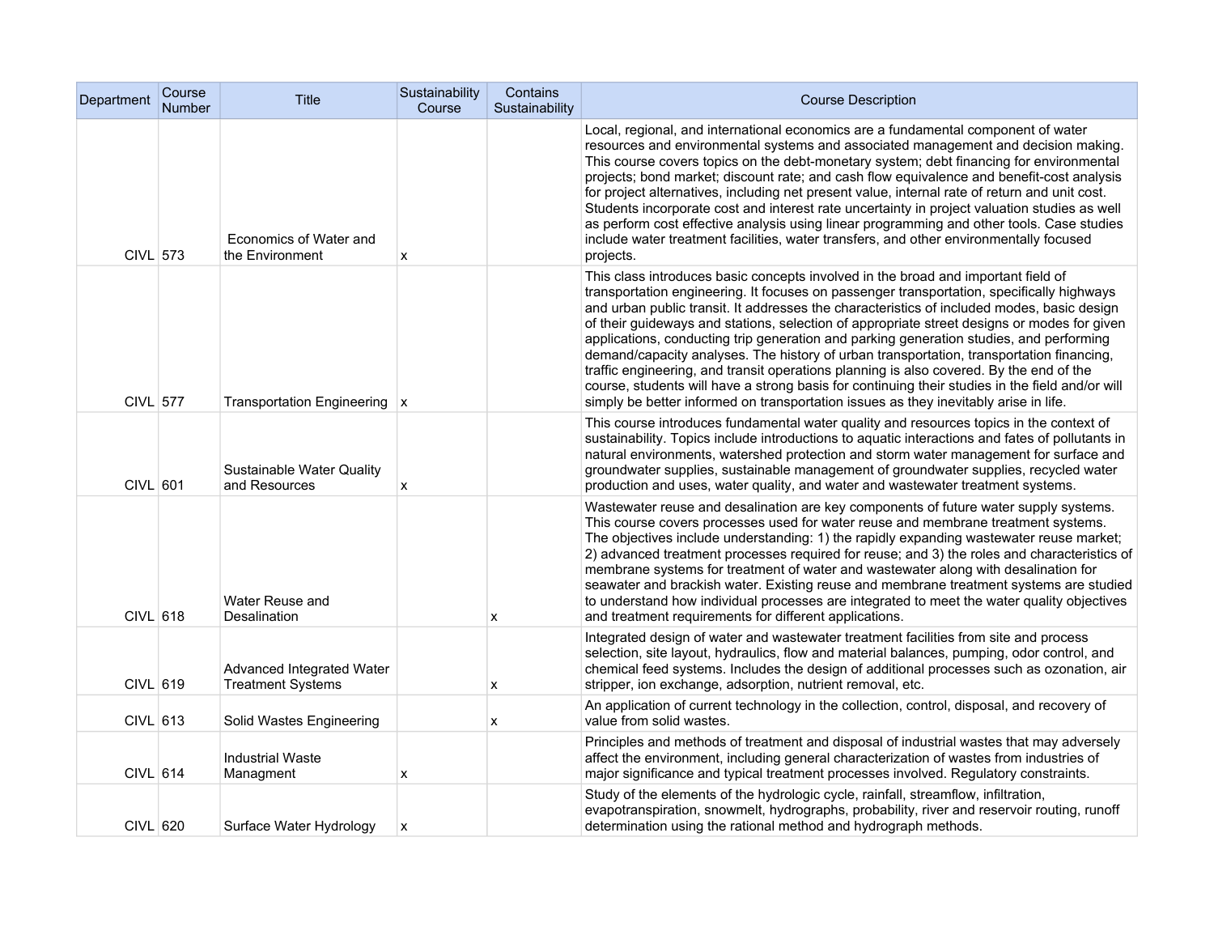| Department | Course Number | Title | Sustainability Course | Contains Sustainability | Course Description |
|---|---|---|---|---|---|
| CIVL | 573 | Economics of Water and the Environment | x | | Local, regional, and international economics are a fundamental component of water resources and environmental systems and associated management and decision making. This course covers topics on the debt-monetary system; debt financing for environmental projects; bond market; discount rate; and cash flow equivalence and benefit-cost analysis for project alternatives, including net present value, internal rate of return and unit cost. Students incorporate cost and interest rate uncertainty in project valuation studies as well as perform cost effective analysis using linear programming and other tools. Case studies include water treatment facilities, water transfers, and other environmentally focused projects. |
| CIVL | 577 | Transportation Engineering | x | | This class introduces basic concepts involved in the broad and important field of transportation engineering. It focuses on passenger transportation, specifically highways and urban public transit. It addresses the characteristics of included modes, basic design of their guideways and stations, selection of appropriate street designs or modes for given applications, conducting trip generation and parking generation studies, and performing demand/capacity analyses. The history of urban transportation, transportation financing, traffic engineering, and transit operations planning is also covered. By the end of the course, students will have a strong basis for continuing their studies in the field and/or will simply be better informed on transportation issues as they inevitably arise in life. |
| CIVL | 601 | Sustainable Water Quality and Resources | x | | This course introduces fundamental water quality and resources topics in the context of sustainability. Topics include introductions to aquatic interactions and fates of pollutants in natural environments, watershed protection and storm water management for surface and groundwater supplies, sustainable management of groundwater supplies, recycled water production and uses, water quality, and water and wastewater treatment systems. |
| CIVL | 618 | Water Reuse and Desalination | | x | Wastewater reuse and desalination are key components of future water supply systems. This course covers processes used for water reuse and membrane treatment systems. The objectives include understanding: 1) the rapidly expanding wastewater reuse market; 2) advanced treatment processes required for reuse; and 3) the roles and characteristics of membrane systems for treatment of water and wastewater along with desalination for seawater and brackish water. Existing reuse and membrane treatment systems are studied to understand how individual processes are integrated to meet the water quality objectives and treatment requirements for different applications. |
| CIVL | 619 | Advanced Integrated Water Treatment Systems | | x | Integrated design of water and wastewater treatment facilities from site and process selection, site layout, hydraulics, flow and material balances, pumping, odor control, and chemical feed systems. Includes the design of additional processes such as ozonation, air stripper, ion exchange, adsorption, nutrient removal, etc. |
| CIVL | 613 | Solid Wastes Engineering | | x | An application of current technology in the collection, control, disposal, and recovery of value from solid wastes. |
| CIVL | 614 | Industrial Waste Managment | x | | Principles and methods of treatment and disposal of industrial wastes that may adversely affect the environment, including general characterization of wastes from industries of major significance and typical treatment processes involved. Regulatory constraints. |
| CIVL | 620 | Surface Water Hydrology | x | | Study of the elements of the hydrologic cycle, rainfall, streamflow, infiltration, evapotranspiration, snowmelt, hydrographs, probability, river and reservoir routing, runoff determination using the rational method and hydrograph methods. |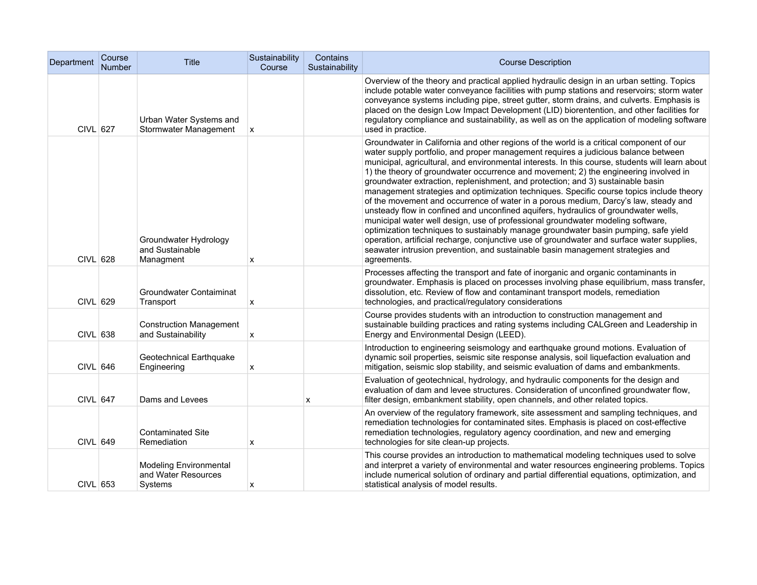| Department | Course Number | Title | Sustainability Course | Contains Sustainability | Course Description |
|---|---|---|---|---|---|
| CIVL | 627 | Urban Water Systems and Stormwater Management | x | | Overview of the theory and practical applied hydraulic design in an urban setting. Topics include potable water conveyance facilities with pump stations and reservoirs; storm water conveyance systems including pipe, street gutter, storm drains, and culverts. Emphasis is placed on the design Low Impact Development (LID) biorentention, and other facilities for regulatory compliance and sustainability, as well as on the application of modeling software used in practice. |
| CIVL | 628 | Groundwater Hydrology and Sustainable Managment | x | | Groundwater in California and other regions of the world is a critical component of our water supply portfolio, and proper management requires a judicious balance between municipal, agricultural, and environmental interests. In this course, students will learn about 1) the theory of groundwater occurrence and movement; 2) the engineering involved in groundwater extraction, replenishment, and protection; and 3) sustainable basin management strategies and optimization techniques. Specific course topics include theory of the movement and occurrence of water in a porous medium, Darcy's law, steady and unsteady flow in confined and unconfined aquifers, hydraulics of groundwater wells, municipal water well design, use of professional groundwater modeling software, optimization techniques to sustainably manage groundwater basin pumping, safe yield operation, artificial recharge, conjunctive use of groundwater and surface water supplies, seawater intrusion prevention, and sustainable basin management strategies and agreements. |
| CIVL | 629 | Groundwater Contaiminat Transport | x | | Processes affecting the transport and fate of inorganic and organic contaminants in groundwater. Emphasis is placed on processes involving phase equilibrium, mass transfer, dissolution, etc. Review of flow and contaminant transport models, remediation technologies, and practical/regulatory considerations |
| CIVL | 638 | Construction Management and Sustainability | x | | Course provides students with an introduction to construction management and sustainable building practices and rating systems including CALGreen and Leadership in Energy and Environmental Design (LEED). |
| CIVL | 646 | Geotechnical Earthquake Engineering | x | | Introduction to engineering seismology and earthquake ground motions. Evaluation of dynamic soil properties, seismic site response analysis, soil liquefaction evaluation and mitigation, seismic slop stability, and seismic evaluation of dams and embankments. |
| CIVL | 647 | Dams and Levees | | x | Evaluation of geotechnical, hydrology, and hydraulic components for the design and evaluation of dam and levee structures. Consideration of unconfined groundwater flow, filter design, embankment stability, open channels, and other related topics. |
| CIVL | 649 | Contaminated Site Remediation | x | | An overview of the regulatory framework, site assessment and sampling techniques, and remediation technologies for contaminated sites. Emphasis is placed on cost-effective remediation technologies, regulatory agency coordination, and new and emerging technologies for site clean-up projects. |
| CIVL | 653 | Modeling Environmental and Water Resources Systems | x | | This course provides an introduction to mathematical modeling techniques used to solve and interpret a variety of environmental and water resources engineering problems. Topics include numerical solution of ordinary and partial differential equations, optimization, and statistical analysis of model results. |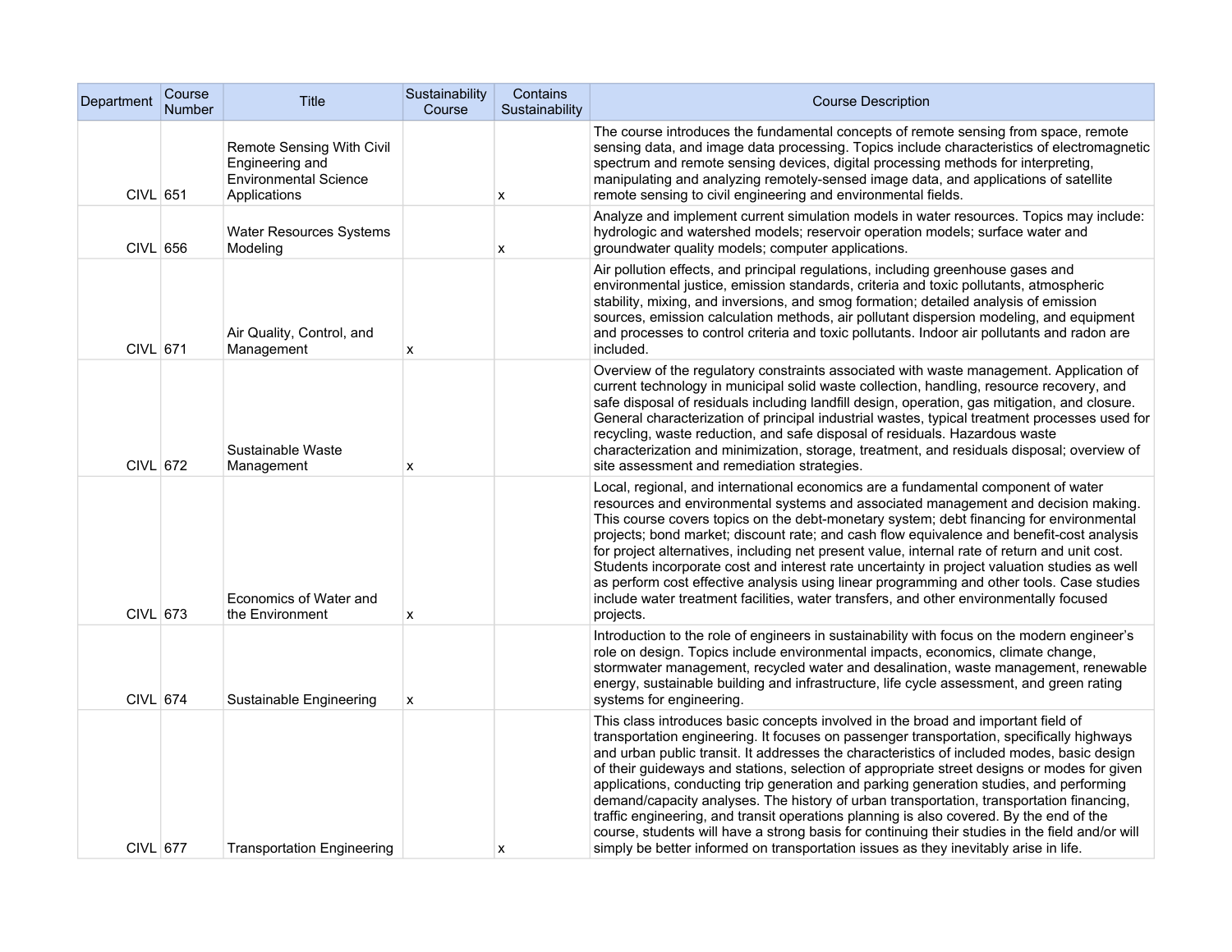| Department | Course Number | Title | Sustainability Course | Contains Sustainability | Course Description |
| --- | --- | --- | --- | --- | --- |
| CIVL | 651 | Remote Sensing With Civil Engineering and Environmental Science Applications | | x | The course introduces the fundamental concepts of remote sensing from space, remote sensing data, and image data processing. Topics include characteristics of electromagnetic spectrum and remote sensing devices, digital processing methods for interpreting, manipulating and analyzing remotely-sensed image data, and applications of satellite remote sensing to civil engineering and environmental fields. |
| CIVL | 656 | Water Resources Systems Modeling | | x | Analyze and implement current simulation models in water resources. Topics may include: hydrologic and watershed models; reservoir operation models; surface water and groundwater quality models; computer applications. |
| CIVL | 671 | Air Quality, Control, and Management | x | | Air pollution effects, and principal regulations, including greenhouse gases and environmental justice, emission standards, criteria and toxic pollutants, atmospheric stability, mixing, and inversions, and smog formation; detailed analysis of emission sources, emission calculation methods, air pollutant dispersion modeling, and equipment and processes to control criteria and toxic pollutants. Indoor air pollutants and radon are included. |
| CIVL | 672 | Sustainable Waste Management | x | | Overview of the regulatory constraints associated with waste management. Application of current technology in municipal solid waste collection, handling, resource recovery, and safe disposal of residuals including landfill design, operation, gas mitigation, and closure. General characterization of principal industrial wastes, typical treatment processes used for recycling, waste reduction, and safe disposal of residuals. Hazardous waste characterization and minimization, storage, treatment, and residuals disposal; overview of site assessment and remediation strategies. |
| CIVL | 673 | Economics of Water and the Environment | x | | Local, regional, and international economics are a fundamental component of water resources and environmental systems and associated management and decision making. This course covers topics on the debt-monetary system; debt financing for environmental projects; bond market; discount rate; and cash flow equivalence and benefit-cost analysis for project alternatives, including net present value, internal rate of return and unit cost. Students incorporate cost and interest rate uncertainty in project valuation studies as well as perform cost effective analysis using linear programming and other tools. Case studies include water treatment facilities, water transfers, and other environmentally focused projects. |
| CIVL | 674 | Sustainable Engineering | x | | Introduction to the role of engineers in sustainability with focus on the modern engineer's role on design. Topics include environmental impacts, economics, climate change, stormwater management, recycled water and desalination, waste management, renewable energy, sustainable building and infrastructure, life cycle assessment, and green rating systems for engineering. |
| CIVL | 677 | Transportation Engineering | | x | This class introduces basic concepts involved in the broad and important field of transportation engineering. It focuses on passenger transportation, specifically highways and urban public transit. It addresses the characteristics of included modes, basic design of their guideways and stations, selection of appropriate street designs or modes for given applications, conducting trip generation and parking generation studies, and performing demand/capacity analyses. The history of urban transportation, transportation financing, traffic engineering, and transit operations planning is also covered. By the end of the course, students will have a strong basis for continuing their studies in the field and/or will simply be better informed on transportation issues as they inevitably arise in life. |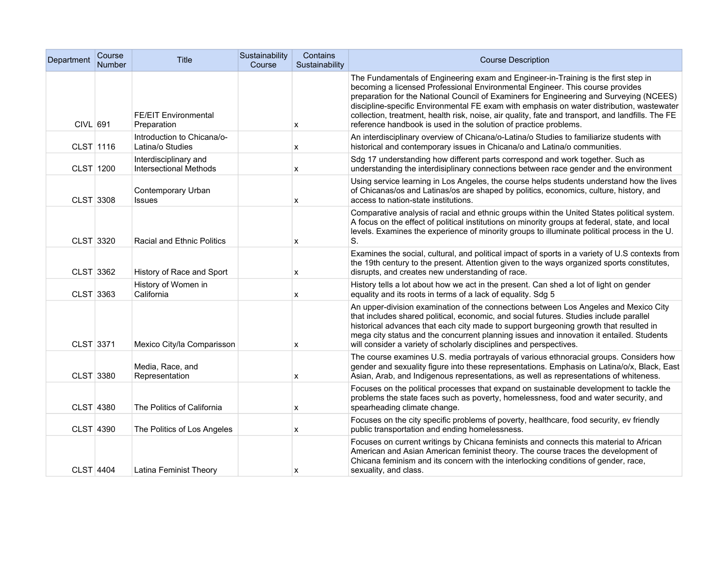| Department | Course Number | Title | Sustainability Course | Contains Sustainability | Course Description |
|---|---|---|---|---|---|
| CIVL | 691 | FE/EIT Environmental Preparation | | x | The Fundamentals of Engineering exam and Engineer-in-Training is the first step in becoming a licensed Professional Environmental Engineer. This course provides preparation for the National Council of Examiners for Engineering and Surveying (NCEES) discipline-specific Environmental FE exam with emphasis on water distribution, wastewater collection, treatment, health risk, noise, air quality, fate and transport, and landfills. The FE reference handbook is used in the solution of practice problems. |
| CLST | 1116 | Introduction to Chicana/o-Latina/o Studies | | x | An interdisciplinary overview of Chicana/o-Latina/o Studies to familiarize students with historical and contemporary issues in Chicana/o and Latina/o communities. |
| CLST | 1200 | Interdisciplinary and Intersectional Methods | | x | Sdg 17 understanding how different parts correspond and work together. Such as understanding the interdisiplinary connections between race gender and the environment |
| CLST | 3308 | Contemporary Urban Issues | | x | Using service learning in Los Angeles, the course helps students understand how the lives of Chicanas/os and Latinas/os are shaped by politics, economics, culture, history, and access to nation-state institutions. |
| CLST | 3320 | Racial and Ethnic Politics | | x | Comparative analysis of racial and ethnic groups within the United States political system. A focus on the effect of political institutions on minority groups at federal, state, and local levels. Examines the experience of minority groups to illuminate political process in the U. S. |
| CLST | 3362 | History of Race and Sport | | x | Examines the social, cultural, and political impact of sports in a variety of U.S contexts from the 19th century to the present. Attention given to the ways organized sports constitutes, disrupts, and creates new understanding of race. |
| CLST | 3363 | History of Women in California | | x | History tells a lot about how we act in the present. Can shed a lot of light on gender equality and its roots in terms of a lack of equality. Sdg 5 |
| CLST | 3371 | Mexico City/la Comparisson | | x | An upper-division examination of the connections between Los Angeles and Mexico City that includes shared political, economic, and social futures. Studies include parallel historical advances that each city made to support burgeoning growth that resulted in mega city status and the concurrent planning issues and innovation it entailed. Students will consider a variety of scholarly disciplines and perspectives. |
| CLST | 3380 | Media, Race, and Representation | | x | The course examines U.S. media portrayals of various ethnoracial groups. Considers how gender and sexuality figure into these representations. Emphasis on Latina/o/x, Black, East Asian, Arab, and Indigenous representations, as well as representations of whiteness. |
| CLST | 4380 | The Politics of California | | x | Focuses on the political processes that expand on sustainable development to tackle the problems the state faces such as poverty, homelessness, food and water security, and spearheading climate change. |
| CLST | 4390 | The Politics of Los Angeles | | x | Focuses on the city specific problems of poverty, healthcare, food security, ev friendly public transportation and ending homelessness. |
| CLST | 4404 | Latina Feminist Theory | | x | Focuses on current writings by Chicana feminists and connects this material to African American and Asian American feminist theory. The course traces the development of Chicana feminism and its concern with the interlocking conditions of gender, race, sexuality, and class. |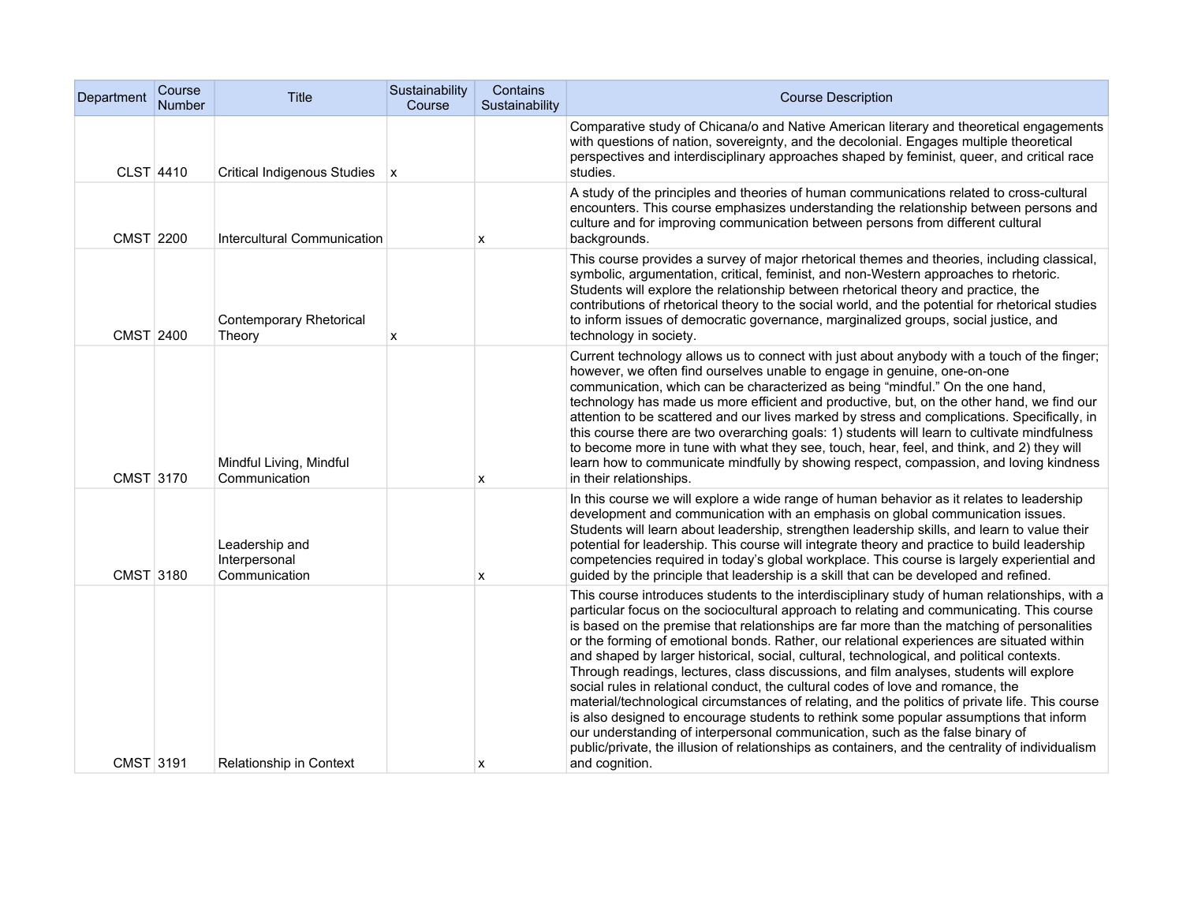| Department | Course Number | Title | Sustainability Course | Contains Sustainability | Course Description |
|---|---|---|---|---|---|
| CLST | 4410 | Critical Indigenous Studies | x | | Comparative study of Chicana/o and Native American literary and theoretical engagements with questions of nation, sovereignty, and the decolonial. Engages multiple theoretical perspectives and interdisciplinary approaches shaped by feminist, queer, and critical race studies. |
| CMST | 2200 | Intercultural Communication | | x | A study of the principles and theories of human communications related to cross-cultural encounters. This course emphasizes understanding the relationship between persons and culture and for improving communication between persons from different cultural backgrounds. |
| CMST | 2400 | Contemporary Rhetorical Theory | x | | This course provides a survey of major rhetorical themes and theories, including classical, symbolic, argumentation, critical, feminist, and non-Western approaches to rhetoric. Students will explore the relationship between rhetorical theory and practice, the contributions of rhetorical theory to the social world, and the potential for rhetorical studies to inform issues of democratic governance, marginalized groups, social justice, and technology in society. |
| CMST | 3170 | Mindful Living, Mindful Communication | | x | Current technology allows us to connect with just about anybody with a touch of the finger; however, we often find ourselves unable to engage in genuine, one-on-one communication, which can be characterized as being "mindful." On the one hand, technology has made us more efficient and productive, but, on the other hand, we find our attention to be scattered and our lives marked by stress and complications. Specifically, in this course there are two overarching goals: 1) students will learn to cultivate mindfulness to become more in tune with what they see, touch, hear, feel, and think, and 2) they will learn how to communicate mindfully by showing respect, compassion, and loving kindness in their relationships. |
| CMST | 3180 | Leadership and Interpersonal Communication | | x | In this course we will explore a wide range of human behavior as it relates to leadership development and communication with an emphasis on global communication issues. Students will learn about leadership, strengthen leadership skills, and learn to value their potential for leadership. This course will integrate theory and practice to build leadership competencies required in today's global workplace. This course is largely experiential and guided by the principle that leadership is a skill that can be developed and refined. |
| CMST | 3191 | Relationship in Context | | x | This course introduces students to the interdisciplinary study of human relationships, with a particular focus on the sociocultural approach to relating and communicating. This course is based on the premise that relationships are far more than the matching of personalities or the forming of emotional bonds. Rather, our relational experiences are situated within and shaped by larger historical, social, cultural, technological, and political contexts. Through readings, lectures, class discussions, and film analyses, students will explore social rules in relational conduct, the cultural codes of love and romance, the material/technological circumstances of relating, and the politics of private life. This course is also designed to encourage students to rethink some popular assumptions that inform our understanding of interpersonal communication, such as the false binary of public/private, the illusion of relationships as containers, and the centrality of individualism and cognition. |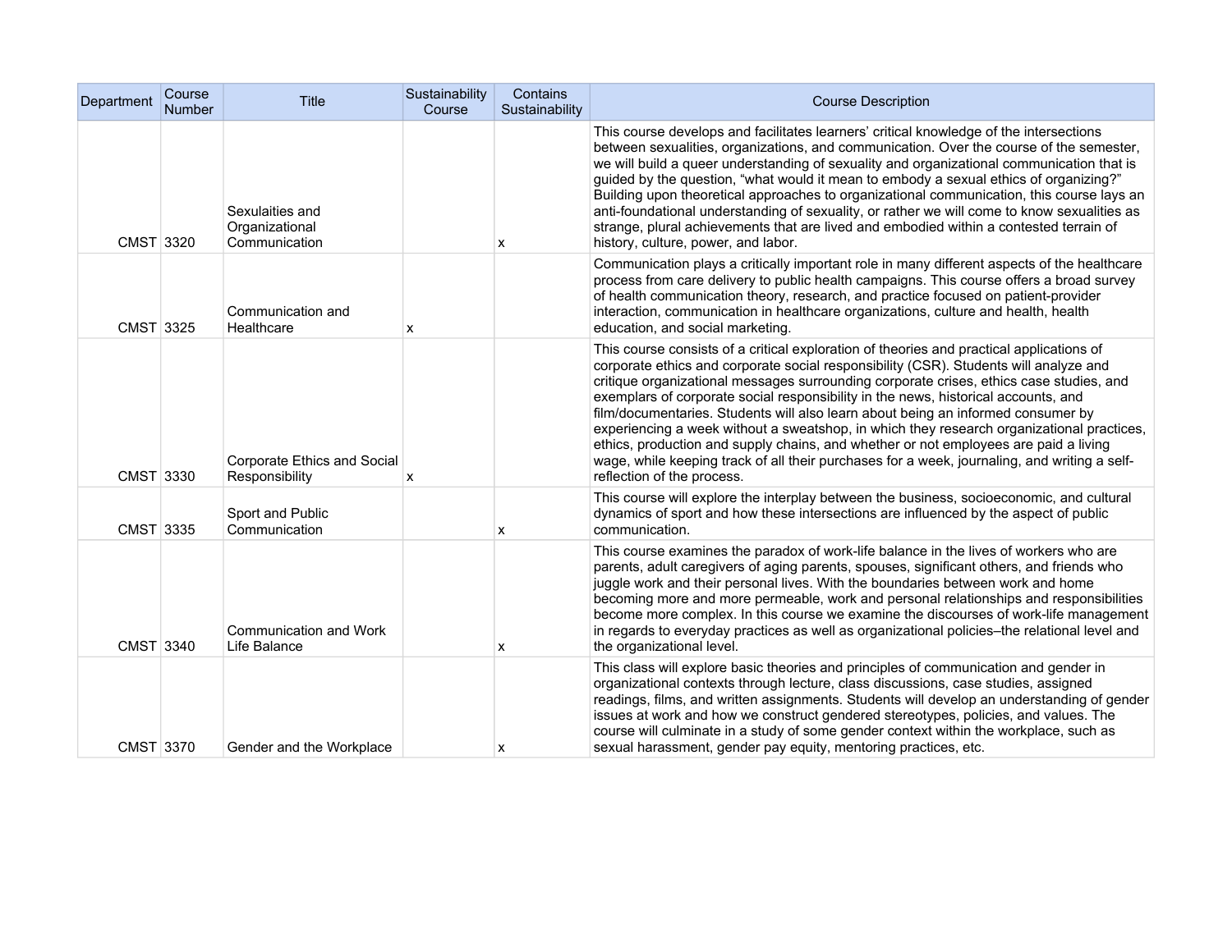| Department | Course Number | Title | Sustainability Course | Contains Sustainability | Course Description |
|---|---|---|---|---|---|
| CMST | 3320 | Sexulaities and Organizational Communication | | x | This course develops and facilitates learners' critical knowledge of the intersections between sexualities, organizations, and communication. Over the course of the semester, we will build a queer understanding of sexuality and organizational communication that is guided by the question, "what would it mean to embody a sexual ethics of organizing?" Building upon theoretical approaches to organizational communication, this course lays an anti-foundational understanding of sexuality, or rather we will come to know sexualities as strange, plural achievements that are lived and embodied within a contested terrain of history, culture, power, and labor. |
| CMST | 3325 | Communication and Healthcare | x | | Communication plays a critically important role in many different aspects of the healthcare process from care delivery to public health campaigns. This course offers a broad survey of health communication theory, research, and practice focused on patient-provider interaction, communication in healthcare organizations, culture and health, health education, and social marketing. |
| CMST | 3330 | Corporate Ethics and Social Responsibility | x | | This course consists of a critical exploration of theories and practical applications of corporate ethics and corporate social responsibility (CSR). Students will analyze and critique organizational messages surrounding corporate crises, ethics case studies, and exemplars of corporate social responsibility in the news, historical accounts, and film/documentaries. Students will also learn about being an informed consumer by experiencing a week without a sweatshop, in which they research organizational practices, ethics, production and supply chains, and whether or not employees are paid a living wage, while keeping track of all their purchases for a week, journaling, and writing a self-reflection of the process. |
| CMST | 3335 | Sport and Public Communication | | x | This course will explore the interplay between the business, socioeconomic, and cultural dynamics of sport and how these intersections are influenced by the aspect of public communication. |
| CMST | 3340 | Communication and Work Life Balance | | x | This course examines the paradox of work-life balance in the lives of workers who are parents, adult caregivers of aging parents, spouses, significant others, and friends who juggle work and their personal lives. With the boundaries between work and home becoming more and more permeable, work and personal relationships and responsibilities become more complex. In this course we examine the discourses of work-life management in regards to everyday practices as well as organizational policies–the relational level and the organizational level. |
| CMST | 3370 | Gender and the Workplace | | x | This class will explore basic theories and principles of communication and gender in organizational contexts through lecture, class discussions, case studies, assigned readings, films, and written assignments. Students will develop an understanding of gender issues at work and how we construct gendered stereotypes, policies, and values. The course will culminate in a study of some gender context within the workplace, such as sexual harassment, gender pay equity, mentoring practices, etc. |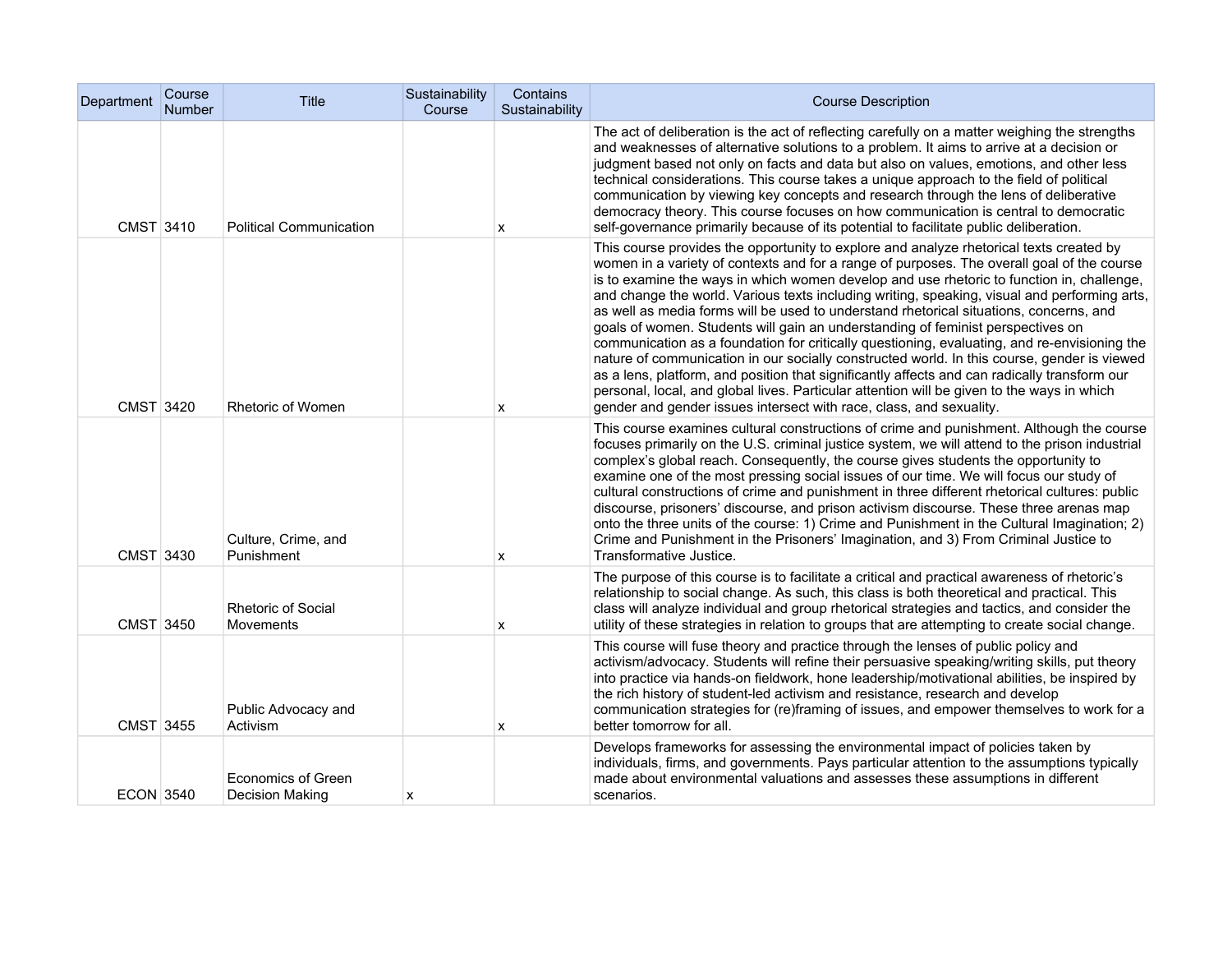| Department | Course Number | Title | Sustainability Course | Contains Sustainability | Course Description |
| --- | --- | --- | --- | --- | --- |
| CMST | 3410 | Political Communication | | x | The act of deliberation is the act of reflecting carefully on a matter weighing the strengths and weaknesses of alternative solutions to a problem. It aims to arrive at a decision or judgment based not only on facts and data but also on values, emotions, and other less technical considerations. This course takes a unique approach to the field of political communication by viewing key concepts and research through the lens of deliberative democracy theory. This course focuses on how communication is central to democratic self-governance primarily because of its potential to facilitate public deliberation. |
| CMST | 3420 | Rhetoric of Women | | x | This course provides the opportunity to explore and analyze rhetorical texts created by women in a variety of contexts and for a range of purposes. The overall goal of the course is to examine the ways in which women develop and use rhetoric to function in, challenge, and change the world. Various texts including writing, speaking, visual and performing arts, as well as media forms will be used to understand rhetorical situations, concerns, and goals of women. Students will gain an understanding of feminist perspectives on communication as a foundation for critically questioning, evaluating, and re-envisioning the nature of communication in our socially constructed world. In this course, gender is viewed as a lens, platform, and position that significantly affects and can radically transform our personal, local, and global lives. Particular attention will be given to the ways in which gender and gender issues intersect with race, class, and sexuality. |
| CMST | 3430 | Culture, Crime, and Punishment | | x | This course examines cultural constructions of crime and punishment. Although the course focuses primarily on the U.S. criminal justice system, we will attend to the prison industrial complex's global reach. Consequently, the course gives students the opportunity to examine one of the most pressing social issues of our time. We will focus our study of cultural constructions of crime and punishment in three different rhetorical cultures: public discourse, prisoners' discourse, and prison activism discourse. These three arenas map onto the three units of the course: 1) Crime and Punishment in the Cultural Imagination; 2) Crime and Punishment in the Prisoners' Imagination, and 3) From Criminal Justice to Transformative Justice. |
| CMST | 3450 | Rhetoric of Social Movements | | x | The purpose of this course is to facilitate a critical and practical awareness of rhetoric's relationship to social change. As such, this class is both theoretical and practical. This class will analyze individual and group rhetorical strategies and tactics, and consider the utility of these strategies in relation to groups that are attempting to create social change. |
| CMST | 3455 | Public Advocacy and Activism | | x | This course will fuse theory and practice through the lenses of public policy and activism/advocacy. Students will refine their persuasive speaking/writing skills, put theory into practice via hands-on fieldwork, hone leadership/motivational abilities, be inspired by the rich history of student-led activism and resistance, research and develop communication strategies for (re)framing of issues, and empower themselves to work for a better tomorrow for all. |
| ECON | 3540 | Economics of Green Decision Making | x | | Develops frameworks for assessing the environmental impact of policies taken by individuals, firms, and governments. Pays particular attention to the assumptions typically made about environmental valuations and assesses these assumptions in different scenarios. |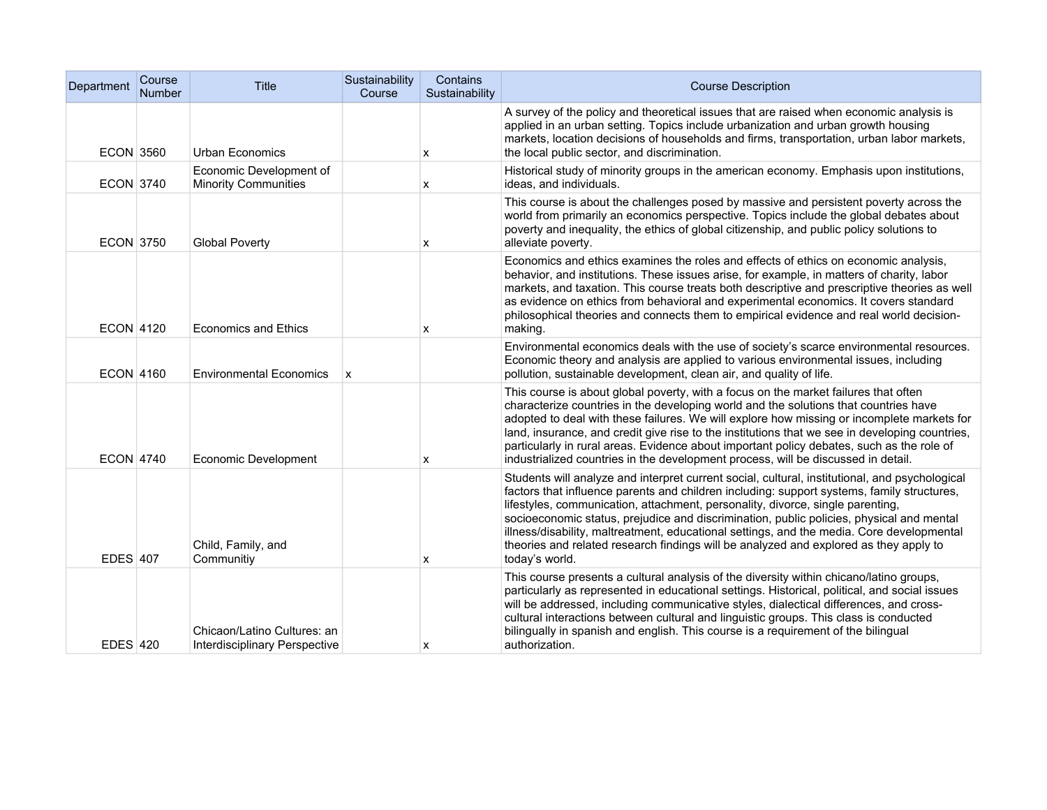| Department | Course Number | Title | Sustainability Course | Contains Sustainability | Course Description |
|---|---|---|---|---|---|
| ECON | 3560 | Urban Economics | | x | A survey of the policy and theoretical issues that are raised when economic analysis is applied in an urban setting. Topics include urbanization and urban growth housing markets, location decisions of households and firms, transportation, urban labor markets, the local public sector, and discrimination. |
| ECON | 3740 | Economic Development of Minority Communities | | x | Historical study of minority groups in the american economy. Emphasis upon institutions, ideas, and individuals. |
| ECON | 3750 | Global Poverty | | x | This course is about the challenges posed by massive and persistent poverty across the world from primarily an economics perspective. Topics include the global debates about poverty and inequality, the ethics of global citizenship, and public policy solutions to alleviate poverty. |
| ECON | 4120 | Economics and Ethics | | x | Economics and ethics examines the roles and effects of ethics on economic analysis, behavior, and institutions. These issues arise, for example, in matters of charity, labor markets, and taxation. This course treats both descriptive and prescriptive theories as well as evidence on ethics from behavioral and experimental economics. It covers standard philosophical theories and connects them to empirical evidence and real world decision-making. |
| ECON | 4160 | Environmental Economics | x | | Environmental economics deals with the use of society's scarce environmental resources. Economic theory and analysis are applied to various environmental issues, including pollution, sustainable development, clean air, and quality of life. |
| ECON | 4740 | Economic Development | | x | This course is about global poverty, with a focus on the market failures that often characterize countries in the developing world and the solutions that countries have adopted to deal with these failures. We will explore how missing or incomplete markets for land, insurance, and credit give rise to the institutions that we see in developing countries, particularly in rural areas. Evidence about important policy debates, such as the role of industrialized countries in the development process, will be discussed in detail. |
| EDES | 407 | Child, Family, and Communitiy | | x | Students will analyze and interpret current social, cultural, institutional, and psychological factors that influence parents and children including: support systems, family structures, lifestyles, communication, attachment, personality, divorce, single parenting, socioeconomic status, prejudice and discrimination, public policies, physical and mental illness/disability, maltreatment, educational settings, and the media. Core developmental theories and related research findings will be analyzed and explored as they apply to today's world. |
| EDES | 420 | Chicaon/Latino Cultures: an Interdisciplinary Perspective | | x | This course presents a cultural analysis of the diversity within chicano/latino groups, particularly as represented in educational settings. Historical, political, and social issues will be addressed, including communicative styles, dialectical differences, and cross-cultural interactions between cultural and linguistic groups. This class is conducted bilingually in spanish and english. This course is a requirement of the bilingual authorization. |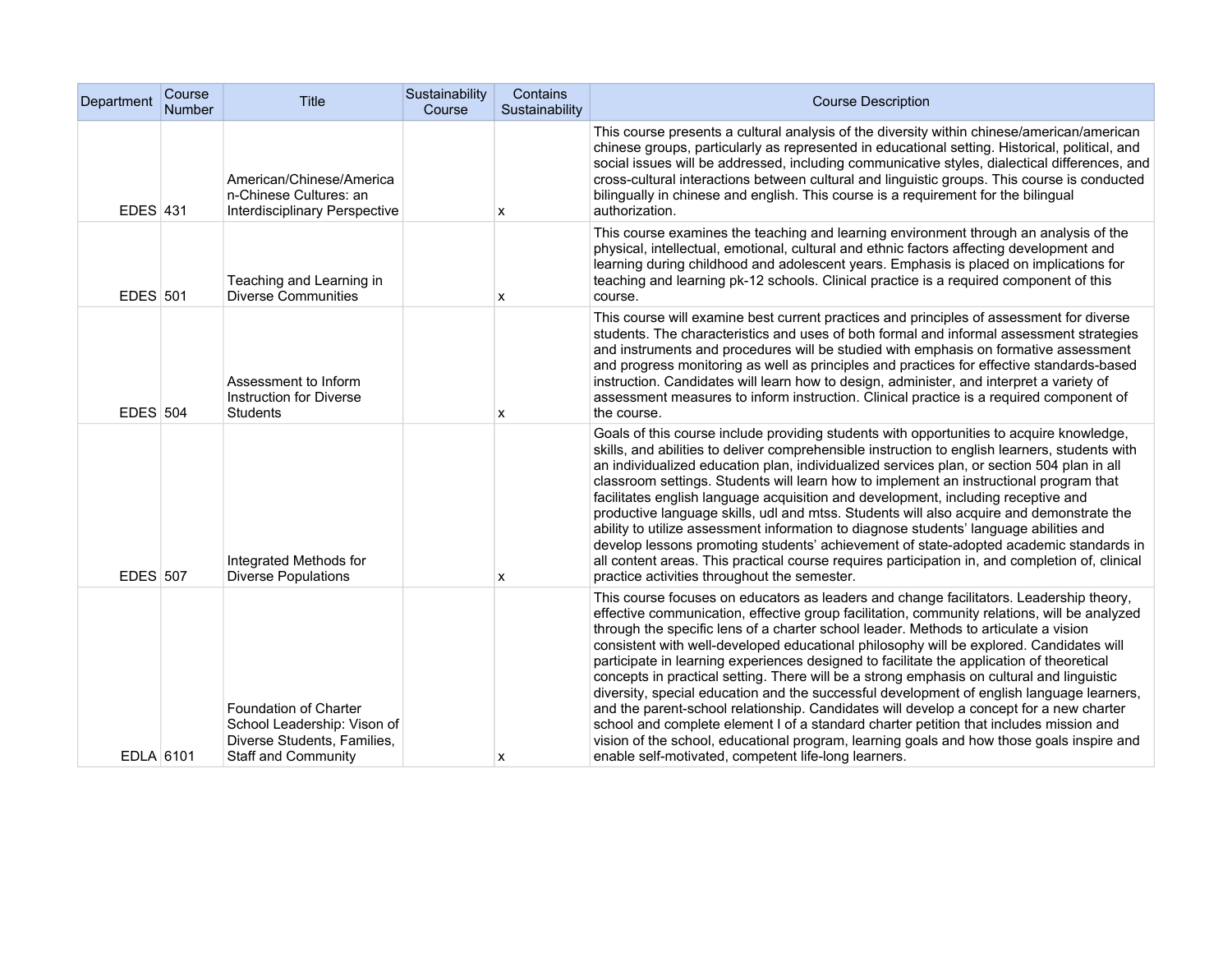| Department | Course Number | Title | Sustainability Course | Contains Sustainability | Course Description |
|---|---|---|---|---|---|
| EDES | 431 | American/Chinese/American-Chinese Cultures: an Interdisciplinary Perspective | | x | This course presents a cultural analysis of the diversity within chinese/american/american chinese groups, particularly as represented in educational setting. Historical, political, and social issues will be addressed, including communicative styles, dialectical differences, and cross-cultural interactions between cultural and linguistic groups. This course is conducted bilingually in chinese and english. This course is a requirement for the bilingual authorization. |
| EDES | 501 | Teaching and Learning in Diverse Communities | | x | This course examines the teaching and learning environment through an analysis of the physical, intellectual, emotional, cultural and ethnic factors affecting development and learning during childhood and adolescent years. Emphasis is placed on implications for teaching and learning pk-12 schools. Clinical practice is a required component of this course. |
| EDES | 504 | Assessment to Inform Instruction for Diverse Students | | x | This course will examine best current practices and principles of assessment for diverse students. The characteristics and uses of both formal and informal assessment strategies and instruments and procedures will be studied with emphasis on formative assessment and progress monitoring as well as principles and practices for effective standards-based instruction. Candidates will learn how to design, administer, and interpret a variety of assessment measures to inform instruction. Clinical practice is a required component of the course. |
| EDES | 507 | Integrated Methods for Diverse Populations | | x | Goals of this course include providing students with opportunities to acquire knowledge, skills, and abilities to deliver comprehensible instruction to english learners, students with an individualized education plan, individualized services plan, or section 504 plan in all classroom settings. Students will learn how to implement an instructional program that facilitates english language acquisition and development, including receptive and productive language skills, udl and mtss. Students will also acquire and demonstrate the ability to utilize assessment information to diagnose students' language abilities and develop lessons promoting students' achievement of state-adopted academic standards in all content areas. This practical course requires participation in, and completion of, clinical practice activities throughout the semester. |
| EDLA | 6101 | Foundation of Charter School Leadership: Vison of Diverse Students, Families, Staff and Community | | x | This course focuses on educators as leaders and change facilitators. Leadership theory, effective communication, effective group facilitation, community relations, will be analyzed through the specific lens of a charter school leader. Methods to articulate a vision consistent with well-developed educational philosophy will be explored. Candidates will participate in learning experiences designed to facilitate the application of theoretical concepts in practical setting. There will be a strong emphasis on cultural and linguistic diversity, special education and the successful development of english language learners, and the parent-school relationship. Candidates will develop a concept for a new charter school and complete element I of a standard charter petition that includes mission and vision of the school, educational program, learning goals and how those goals inspire and enable self-motivated, competent life-long learners. |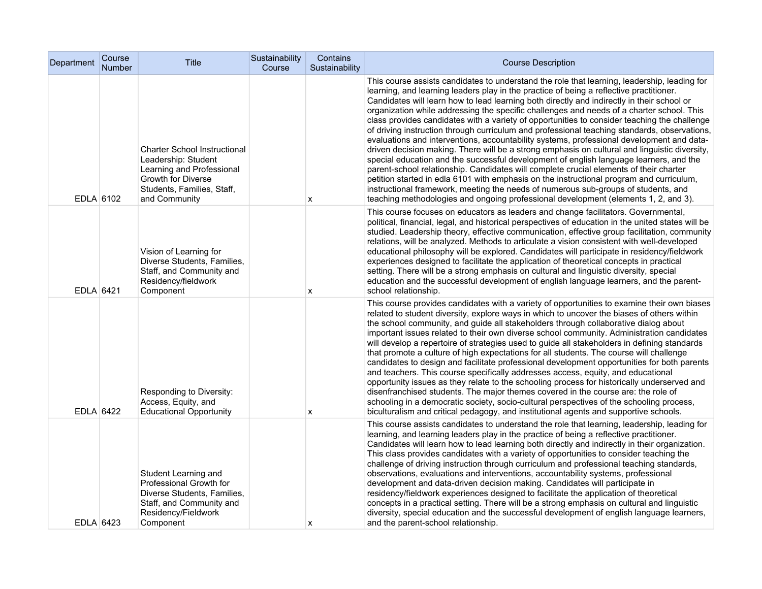| Department | Course Number | Title | Sustainability Course | Contains Sustainability | Course Description |
|---|---|---|---|---|---|
| EDLA | 6102 | Charter School Instructional Leadership: Student Learning and Professional Growth for Diverse Students, Families, Staff, and Community | | x | This course assists candidates to understand the role that learning, leadership, leading for learning, and learning leaders play in the practice of being a reflective practitioner. Candidates will learn how to lead learning both directly and indirectly in their school or organization while addressing the specific challenges and needs of a charter school. This class provides candidates with a variety of opportunities to consider teaching the challenge of driving instruction through curriculum and professional teaching standards, observations, evaluations and interventions, accountability systems, professional development and data-driven decision making. There will be a strong emphasis on cultural and linguistic diversity, special education and the successful development of english language learners, and the parent-school relationship. Candidates will complete crucial elements of their charter petition started in edla 6101 with emphasis on the instructional program and curriculum, instructional framework, meeting the needs of numerous sub-groups of students, and teaching methodologies and ongoing professional development (elements 1, 2, and 3). |
| EDLA | 6421 | Vision of Learning for Diverse Students, Families, Staff, and Community and Residency/fieldwork Component | | x | This course focuses on educators as leaders and change facilitators. Governmental, political, financial, legal, and historical perspectives of education in the united states will be studied. Leadership theory, effective communication, effective group facilitation, community relations, will be analyzed. Methods to articulate a vision consistent with well-developed educational philosophy will be explored. Candidates will participate in residency/fieldwork experiences designed to facilitate the application of theoretical concepts in practical setting. There will be a strong emphasis on cultural and linguistic diversity, special education and the successful development of english language learners, and the parent-school relationship. |
| EDLA | 6422 | Responding to Diversity: Access, Equity, and Educational Opportunity | | x | This course provides candidates with a variety of opportunities to examine their own biases related to student diversity, explore ways in which to uncover the biases of others within the school community, and guide all stakeholders through collaborative dialog about important issues related to their own diverse school community. Administration candidates will develop a repertoire of strategies used to guide all stakeholders in defining standards that promote a culture of high expectations for all students. The course will challenge candidates to design and facilitate professional development opportunities for both parents and teachers. This course specifically addresses access, equity, and educational opportunity issues as they relate to the schooling process for historically underserved and disenfranchised students. The major themes covered in the course are: the role of schooling in a democratic society, socio-cultural perspectives of the schooling process, biculturalism and critical pedagogy, and institutional agents and supportive schools. |
| EDLA | 6423 | Student Learning and Professional Growth for Diverse Students, Families, Staff, and Community and Residency/Fieldwork Component | | x | This course assists candidates to understand the role that learning, leadership, leading for learning, and learning leaders play in the practice of being a reflective practitioner. Candidates will learn how to lead learning both directly and indirectly in their organization. This class provides candidates with a variety of opportunities to consider teaching the challenge of driving instruction through curriculum and professional teaching standards, observations, evaluations and interventions, accountability systems, professional development and data-driven decision making. Candidates will participate in residency/fieldwork experiences designed to facilitate the application of theoretical concepts in a practical setting. There will be a strong emphasis on cultural and linguistic diversity, special education and the successful development of english language learners, and the parent-school relationship. |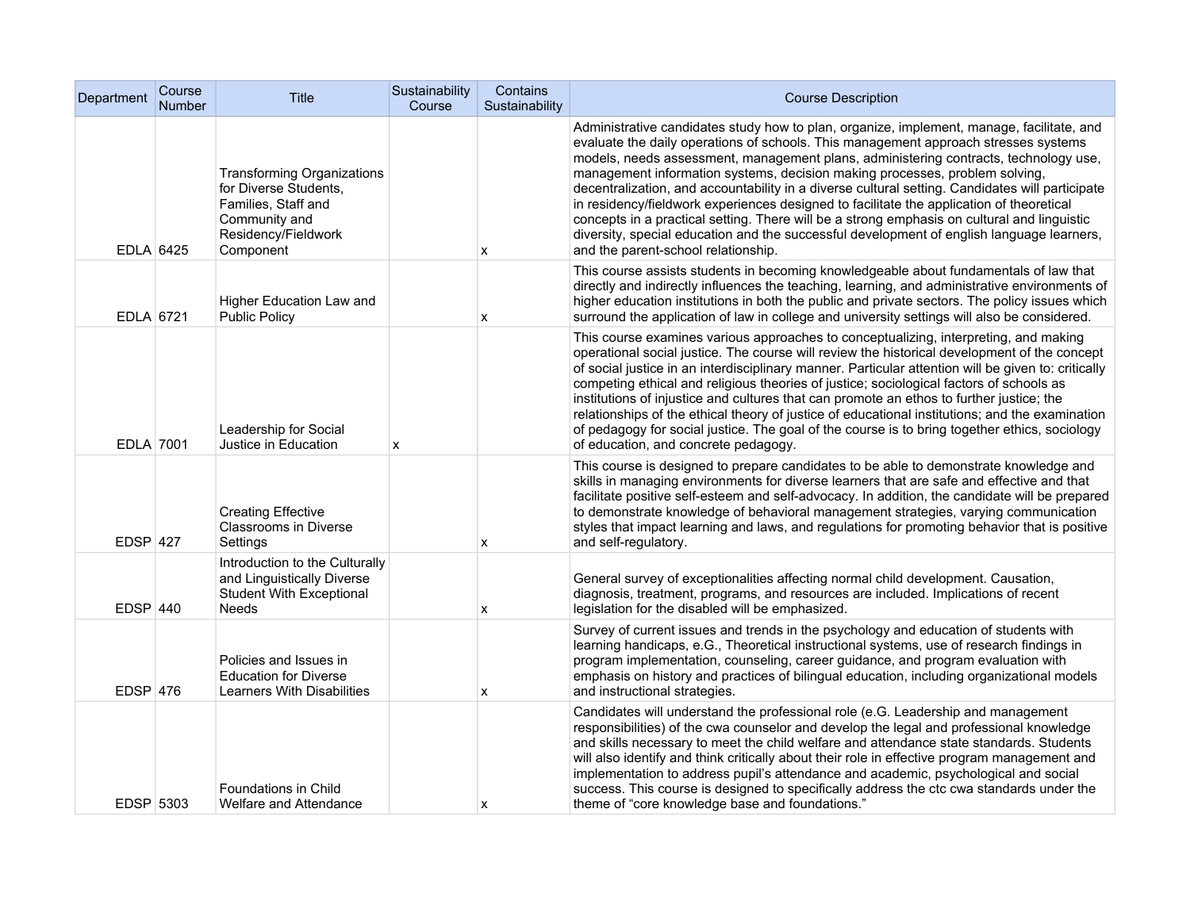| Department | Course Number | Title | Sustainability Course | Contains Sustainability | Course Description |
|---|---|---|---|---|---|
| EDLA | 6425 | Transforming Organizations for Diverse Students, Families, Staff and Community and Residency/Fieldwork Component | | x | Administrative candidates study how to plan, organize, implement, manage, facilitate, and evaluate the daily operations of schools. This management approach stresses systems models, needs assessment, management plans, administering contracts, technology use, management information systems, decision making processes, problem solving, decentralization, and accountability in a diverse cultural setting. Candidates will participate in residency/fieldwork experiences designed to facilitate the application of theoretical concepts in a practical setting. There will be a strong emphasis on cultural and linguistic diversity, special education and the successful development of english language learners, and the parent-school relationship. |
| EDLA | 6721 | Higher Education Law and Public Policy | | x | This course assists students in becoming knowledgeable about fundamentals of law that directly and indirectly influences the teaching, learning, and administrative environments of higher education institutions in both the public and private sectors. The policy issues which surround the application of law in college and university settings will also be considered. |
| EDLA | 7001 | Leadership for Social Justice in Education | x | | This course examines various approaches to conceptualizing, interpreting, and making operational social justice. The course will review the historical development of the concept of social justice in an interdisciplinary manner. Particular attention will be given to: critically competing ethical and religious theories of justice; sociological factors of schools as institutions of injustice and cultures that can promote an ethos to further justice; the relationships of the ethical theory of justice of educational institutions; and the examination of pedagogy for social justice. The goal of the course is to bring together ethics, sociology of education, and concrete pedagogy. |
| EDSP | 427 | Creating Effective Classrooms in Diverse Settings | | x | This course is designed to prepare candidates to be able to demonstrate knowledge and skills in managing environments for diverse learners that are safe and effective and that facilitate positive self-esteem and self-advocacy. In addition, the candidate will be prepared to demonstrate knowledge of behavioral management strategies, varying communication styles that impact learning and laws, and regulations for promoting behavior that is positive and self-regulatory. |
| EDSP | 440 | Introduction to the Culturally and Linguistically Diverse Student With Exceptional Needs | | x | General survey of exceptionalities affecting normal child development. Causation, diagnosis, treatment, programs, and resources are included. Implications of recent legislation for the disabled will be emphasized. |
| EDSP | 476 | Policies and Issues in Education for Diverse Learners With Disabilities | | x | Survey of current issues and trends in the psychology and education of students with learning handicaps, e.G., Theoretical instructional systems, use of research findings in program implementation, counseling, career guidance, and program evaluation with emphasis on history and practices of bilingual education, including organizational models and instructional strategies. |
| EDSP | 5303 | Foundations in Child Welfare and Attendance | | x | Candidates will understand the professional role (e.G. Leadership and management responsibilities) of the cwa counselor and develop the legal and professional knowledge and skills necessary to meet the child welfare and attendance state standards. Students will also identify and think critically about their role in effective program management and implementation to address pupil's attendance and academic, psychological and social success. This course is designed to specifically address the ctc cwa standards under the theme of "core knowledge base and foundations." |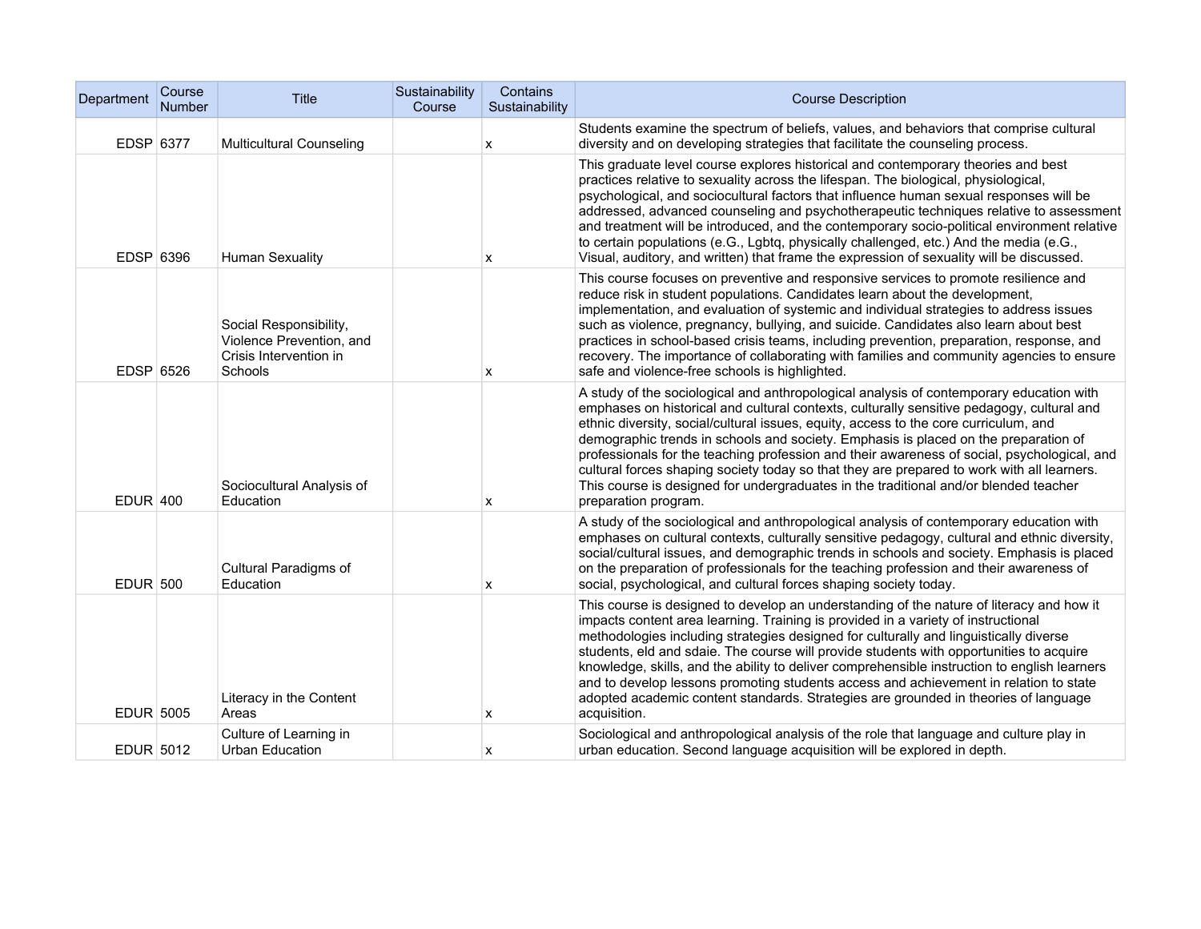| Department | Course Number | Title | Sustainability Course | Contains Sustainability | Course Description |
|---|---|---|---|---|---|
| EDSP | 6377 | Multicultural Counseling | | x | Students examine the spectrum of beliefs, values, and behaviors that comprise cultural diversity and on developing strategies that facilitate the counseling process. |
| EDSP | 6396 | Human Sexuality | | x | This graduate level course explores historical and contemporary theories and best practices relative to sexuality across the lifespan. The biological, physiological, psychological, and sociocultural factors that influence human sexual responses will be addressed, advanced counseling and psychotherapeutic techniques relative to assessment and treatment will be introduced, and the contemporary socio-political environment relative to certain populations (e.G., Lgbtq, physically challenged, etc.) And the media (e.G., Visual, auditory, and written) that frame the expression of sexuality will be discussed. |
| EDSP | 6526 | Social Responsibility, Violence Prevention, and Crisis Intervention in Schools | | x | This course focuses on preventive and responsive services to promote resilience and reduce risk in student populations. Candidates learn about the development, implementation, and evaluation of systemic and individual strategies to address issues such as violence, pregnancy, bullying, and suicide. Candidates also learn about best practices in school-based crisis teams, including prevention, preparation, response, and recovery. The importance of collaborating with families and community agencies to ensure safe and violence-free schools is highlighted. |
| EDUR | 400 | Sociocultural Analysis of Education | | x | A study of the sociological and anthropological analysis of contemporary education with emphases on historical and cultural contexts, culturally sensitive pedagogy, cultural and ethnic diversity, social/cultural issues, equity, access to the core curriculum, and demographic trends in schools and society. Emphasis is placed on the preparation of professionals for the teaching profession and their awareness of social, psychological, and cultural forces shaping society today so that they are prepared to work with all learners. This course is designed for undergraduates in the traditional and/or blended teacher preparation program. |
| EDUR | 500 | Cultural Paradigms of Education | | x | A study of the sociological and anthropological analysis of contemporary education with emphases on cultural contexts, culturally sensitive pedagogy, cultural and ethnic diversity, social/cultural issues, and demographic trends in schools and society. Emphasis is placed on the preparation of professionals for the teaching profession and their awareness of social, psychological, and cultural forces shaping society today. |
| EDUR | 5005 | Literacy in the Content Areas | | x | This course is designed to develop an understanding of the nature of literacy and how it impacts content area learning. Training is provided in a variety of instructional methodologies including strategies designed for culturally and linguistically diverse students, eld and sdaie. The course will provide students with opportunities to acquire knowledge, skills, and the ability to deliver comprehensible instruction to english learners and to develop lessons promoting students access and achievement in relation to state adopted academic content standards. Strategies are grounded in theories of language acquisition. |
| EDUR | 5012 | Culture of Learning in Urban Education | | x | Sociological and anthropological analysis of the role that language and culture play in urban education. Second language acquisition will be explored in depth. |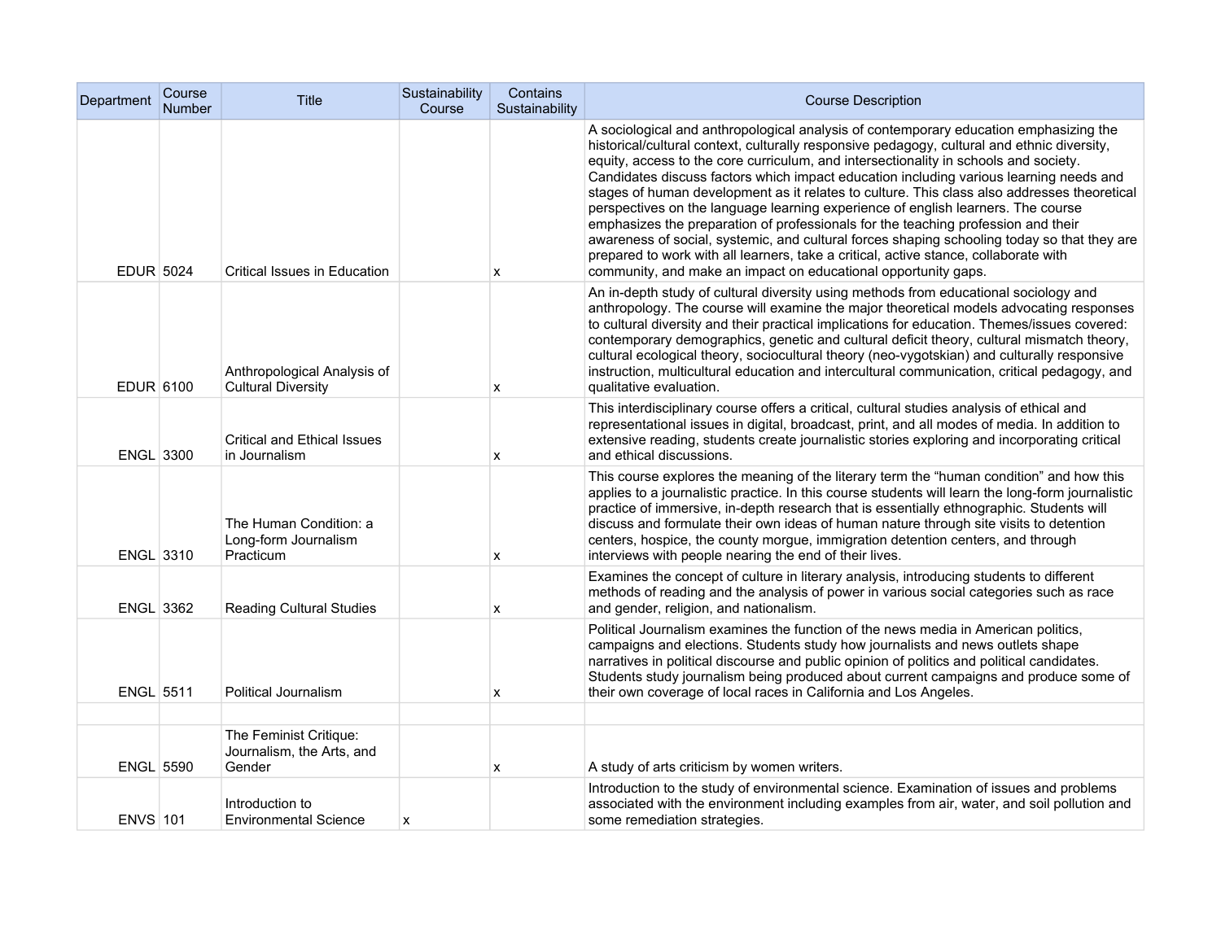| Department | Course Number | Title | Sustainability Course | Contains Sustainability | Course Description |
|---|---|---|---|---|---|
| EDUR | 5024 | Critical Issues in Education | | x | A sociological and anthropological analysis of contemporary education emphasizing the historical/cultural context, culturally responsive pedagogy, cultural and ethnic diversity, equity, access to the core curriculum, and intersectionality in schools and society. Candidates discuss factors which impact education including various learning needs and stages of human development as it relates to culture. This class also addresses theoretical perspectives on the language learning experience of english learners. The course emphasizes the preparation of professionals for the teaching profession and their awareness of social, systemic, and cultural forces shaping schooling today so that they are prepared to work with all learners, take a critical, active stance, collaborate with community, and make an impact on educational opportunity gaps. |
| EDUR | 6100 | Anthropological Analysis of Cultural Diversity | | x | An in-depth study of cultural diversity using methods from educational sociology and anthropology. The course will examine the major theoretical models advocating responses to cultural diversity and their practical implications for education. Themes/issues covered: contemporary demographics, genetic and cultural deficit theory, cultural mismatch theory, cultural ecological theory, sociocultural theory (neo-vygotskian) and culturally responsive instruction, multicultural education and intercultural communication, critical pedagogy, and qualitative evaluation. |
| ENGL | 3300 | Critical and Ethical Issues in Journalism | | x | This interdisciplinary course offers a critical, cultural studies analysis of ethical and representational issues in digital, broadcast, print, and all modes of media. In addition to extensive reading, students create journalistic stories exploring and incorporating critical and ethical discussions. |
| ENGL | 3310 | The Human Condition: a Long-form Journalism Practicum | | x | This course explores the meaning of the literary term the "human condition" and how this applies to a journalistic practice. In this course students will learn the long-form journalistic practice of immersive, in-depth research that is essentially ethnographic. Students will discuss and formulate their own ideas of human nature through site visits to detention centers, hospice, the county morgue, immigration detention centers, and through interviews with people nearing the end of their lives. |
| ENGL | 3362 | Reading Cultural Studies | | x | Examines the concept of culture in literary analysis, introducing students to different methods of reading and the analysis of power in various social categories such as race and gender, religion, and nationalism. |
| ENGL | 5511 | Political Journalism | | x | Political Journalism examines the function of the news media in American politics, campaigns and elections. Students study how journalists and news outlets shape narratives in political discourse and public opinion of politics and political candidates. Students study journalism being produced about current campaigns and produce some of their own coverage of local races in California and Los Angeles. |
| | | | | | |
| ENGL | 5590 | The Feminist Critique: Journalism, the Arts, and Gender | | x | A study of arts criticism by women writers. |
| ENVS | 101 | Introduction to Environmental Science | x | | Introduction to the study of environmental science. Examination of issues and problems associated with the environment including examples from air, water, and soil pollution and some remediation strategies. |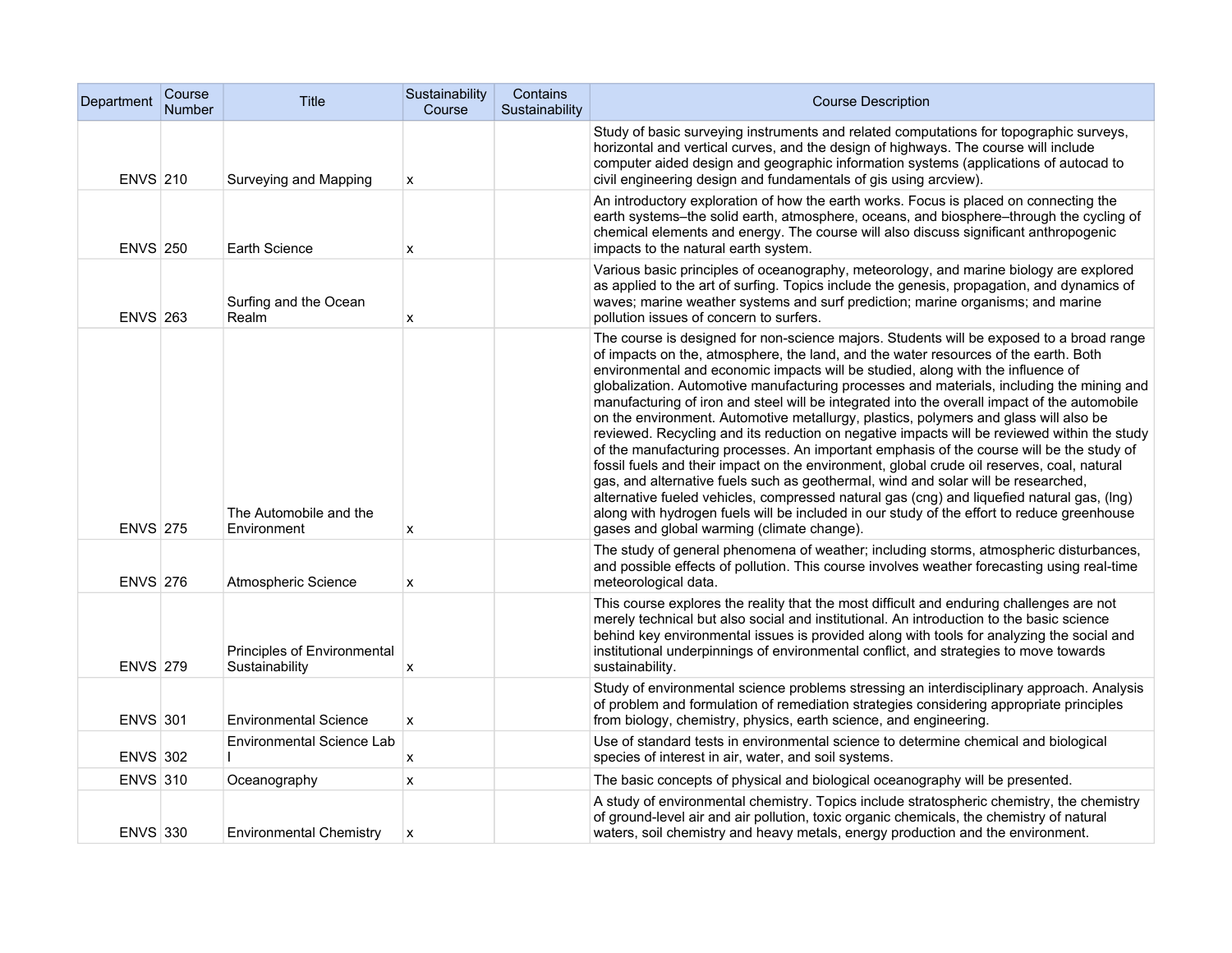| Department | Course Number | Title | Sustainability Course | Contains Sustainability | Course Description |
|---|---|---|---|---|---|
| ENVS | 210 | Surveying and Mapping | x | | Study of basic surveying instruments and related computations for topographic surveys, horizontal and vertical curves, and the design of highways. The course will include computer aided design and geographic information systems (applications of autocad to civil engineering design and fundamentals of gis using arcview). |
| ENVS | 250 | Earth Science | x | | An introductory exploration of how the earth works. Focus is placed on connecting the earth systems–the solid earth, atmosphere, oceans, and biosphere–through the cycling of chemical elements and energy. The course will also discuss significant anthropogenic impacts to the natural earth system. |
| ENVS | 263 | Surfing and the Ocean Realm | x | | Various basic principles of oceanography, meteorology, and marine biology are explored as applied to the art of surfing. Topics include the genesis, propagation, and dynamics of waves; marine weather systems and surf prediction; marine organisms; and marine pollution issues of concern to surfers. |
| ENVS | 275 | The Automobile and the Environment | x | | The course is designed for non-science majors. Students will be exposed to a broad range of impacts on the, atmosphere, the land, and the water resources of the earth. Both environmental and economic impacts will be studied, along with the influence of globalization. Automotive manufacturing processes and materials, including the mining and manufacturing of iron and steel will be integrated into the overall impact of the automobile on the environment. Automotive metallurgy, plastics, polymers and glass will also be reviewed. Recycling and its reduction on negative impacts will be reviewed within the study of the manufacturing processes. An important emphasis of the course will be the study of fossil fuels and their impact on the environment, global crude oil reserves, coal, natural gas, and alternative fuels such as geothermal, wind and solar will be researched, alternative fueled vehicles, compressed natural gas (cng) and liquefied natural gas, (lng) along with hydrogen fuels will be included in our study of the effort to reduce greenhouse gases and global warming (climate change). |
| ENVS | 276 | Atmospheric Science | x | | The study of general phenomena of weather; including storms, atmospheric disturbances, and possible effects of pollution. This course involves weather forecasting using real-time meteorological data. |
| ENVS | 279 | Principles of Environmental Sustainability | x | | This course explores the reality that the most difficult and enduring challenges are not merely technical but also social and institutional. An introduction to the basic science behind key environmental issues is provided along with tools for analyzing the social and institutional underpinnings of environmental conflict, and strategies to move towards sustainability. |
| ENVS | 301 | Environmental Science | x | | Study of environmental science problems stressing an interdisciplinary approach. Analysis of problem and formulation of remediation strategies considering appropriate principles from biology, chemistry, physics, earth science, and engineering. |
| ENVS | 302 | Environmental Science Lab I | x | | Use of standard tests in environmental science to determine chemical and biological species of interest in air, water, and soil systems. |
| ENVS | 310 | Oceanography | x | | The basic concepts of physical and biological oceanography will be presented. |
| ENVS | 330 | Environmental Chemistry | x | | A study of environmental chemistry. Topics include stratospheric chemistry, the chemistry of ground-level air and air pollution, toxic organic chemicals, the chemistry of natural waters, soil chemistry and heavy metals, energy production and the environment. |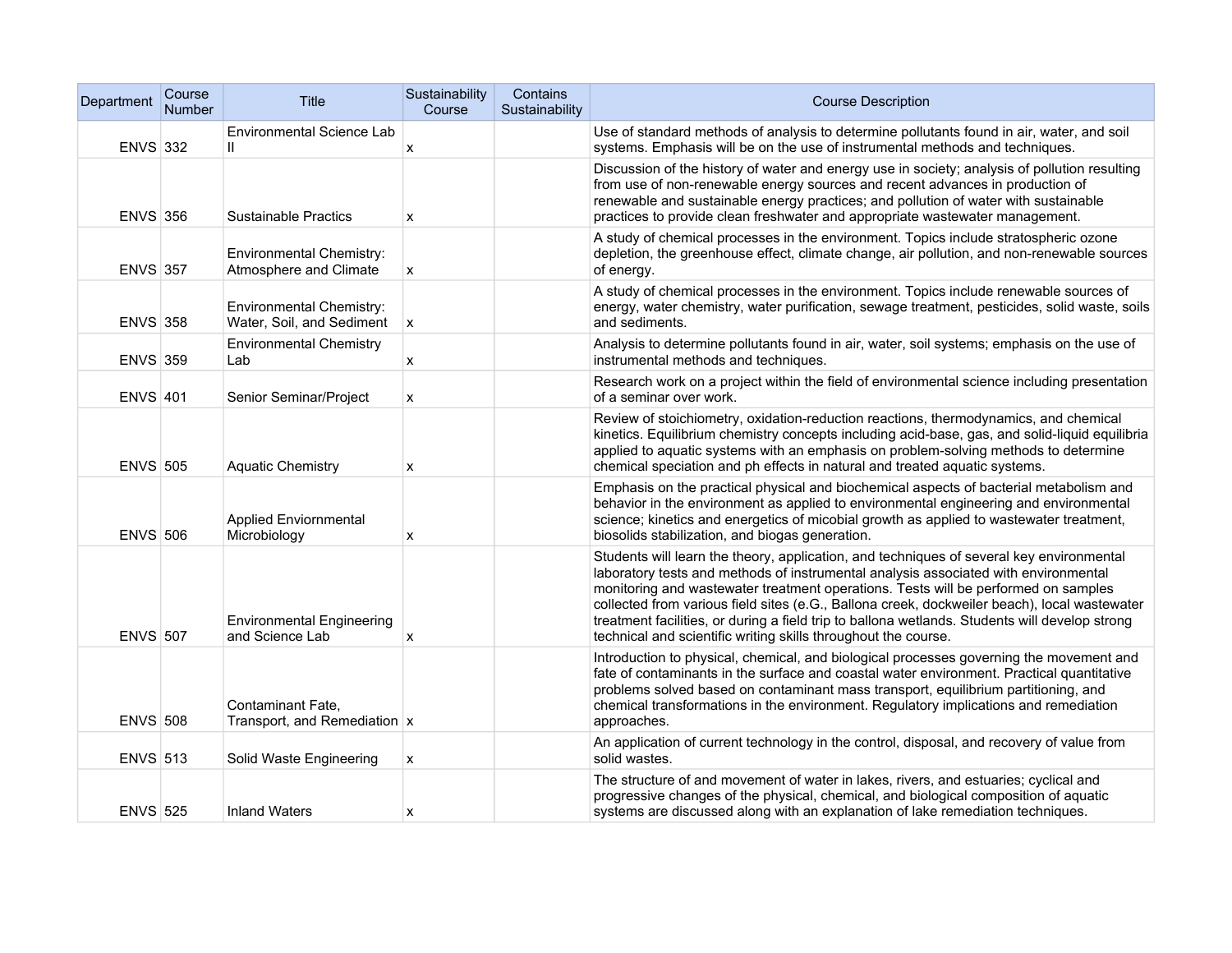| Department | Course Number | Title | Sustainability Course | Contains Sustainability | Course Description |
|---|---|---|---|---|---|
| ENVS | 332 | Environmental Science Lab II | x | | Use of standard methods of analysis to determine pollutants found in air, water, and soil systems. Emphasis will be on the use of instrumental methods and techniques. |
| ENVS | 356 | Sustainable Practics | x | | Discussion of the history of water and energy use in society; analysis of pollution resulting from use of non-renewable energy sources and recent advances in production of renewable and sustainable energy practices; and pollution of water with sustainable practices to provide clean freshwater and appropriate wastewater management. |
| ENVS | 357 | Environmental Chemistry: Atmosphere and Climate | x | | A study of chemical processes in the environment. Topics include stratospheric ozone depletion, the greenhouse effect, climate change, air pollution, and non-renewable sources of energy. |
| ENVS | 358 | Environmental Chemistry: Water, Soil, and Sediment | x | | A study of chemical processes in the environment. Topics include renewable sources of energy, water chemistry, water purification, sewage treatment, pesticides, solid waste, soils and sediments. |
| ENVS | 359 | Environmental Chemistry Lab | x | | Analysis to determine pollutants found in air, water, soil systems; emphasis on the use of instrumental methods and techniques. |
| ENVS | 401 | Senior Seminar/Project | x | | Research work on a project within the field of environmental science including presentation of a seminar over work. |
| ENVS | 505 | Aquatic Chemistry | x | | Review of stoichiometry, oxidation-reduction reactions, thermodynamics, and chemical kinetics. Equilibrium chemistry concepts including acid-base, gas, and solid-liquid equilibria applied to aquatic systems with an emphasis on problem-solving methods to determine chemical speciation and ph effects in natural and treated aquatic systems. |
| ENVS | 506 | Applied Enviornmental Microbiology | x | | Emphasis on the practical physical and biochemical aspects of bacterial metabolism and behavior in the environment as applied to environmental engineering and environmental science; kinetics and energetics of micobial growth as applied to wastewater treatment, biosolids stabilization, and biogas generation. |
| ENVS | 507 | Environmental Engineering and Science Lab | x | | Students will learn the theory, application, and techniques of several key environmental laboratory tests and methods of instrumental analysis associated with environmental monitoring and wastewater treatment operations. Tests will be performed on samples collected from various field sites (e.G., Ballona creek, dockweiler beach), local wastewater treatment facilities, or during a field trip to ballona wetlands. Students will develop strong technical and scientific writing skills throughout the course. |
| ENVS | 508 | Contaminant Fate, Transport, and Remediation | x | | Introduction to physical, chemical, and biological processes governing the movement and fate of contaminants in the surface and coastal water environment. Practical quantitative problems solved based on contaminant mass transport, equilibrium partitioning, and chemical transformations in the environment. Regulatory implications and remediation approaches. |
| ENVS | 513 | Solid Waste Engineering | x | | An application of current technology in the control, disposal, and recovery of value from solid wastes. |
| ENVS | 525 | Inland Waters | x | | The structure of and movement of water in lakes, rivers, and estuaries; cyclical and progressive changes of the physical, chemical, and biological composition of aquatic systems are discussed along with an explanation of lake remediation techniques. |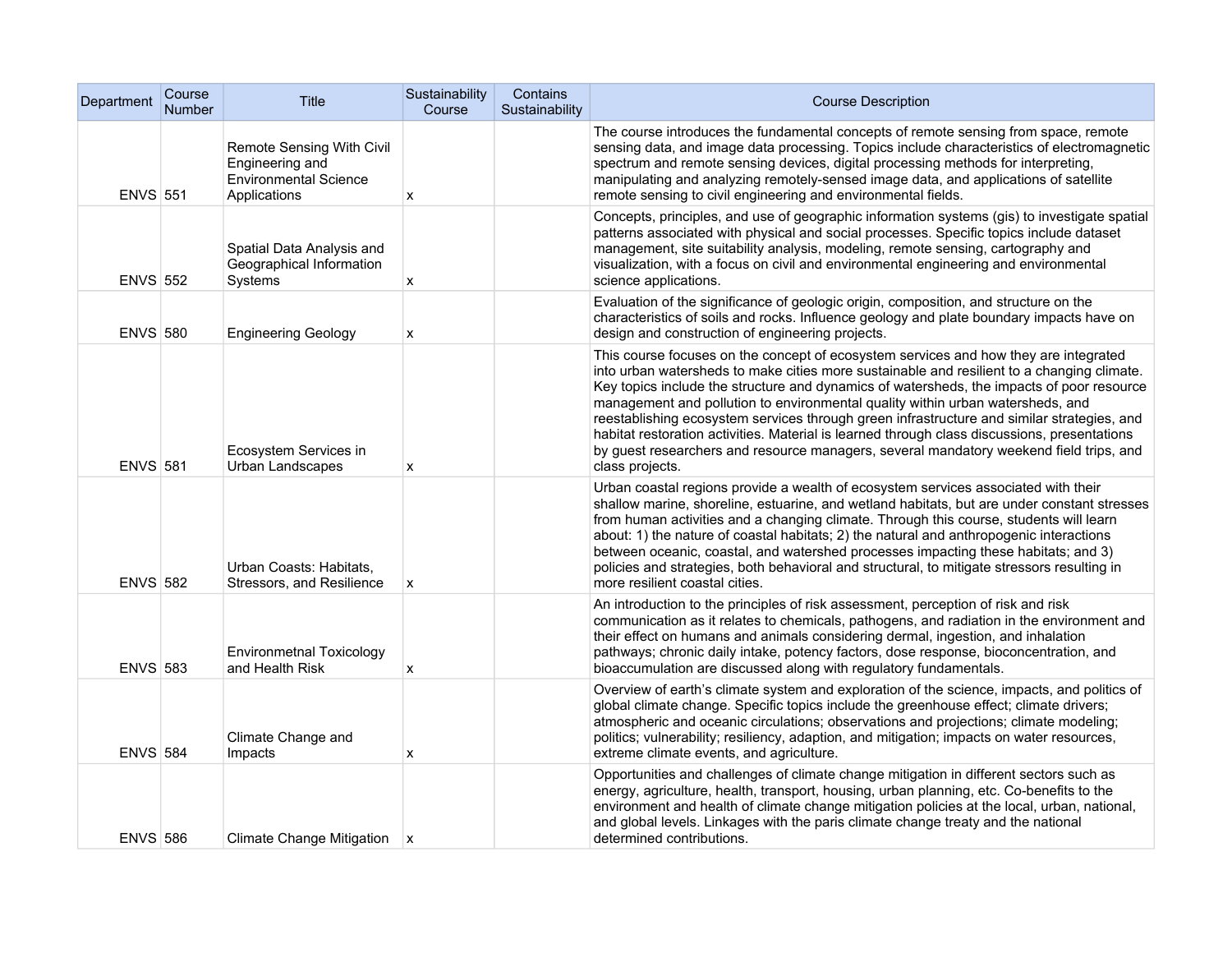| Department | Course Number | Title | Sustainability Course | Contains Sustainability | Course Description |
| --- | --- | --- | --- | --- | --- |
| ENVS | 551 | Remote Sensing With Civil Engineering and Environmental Science Applications | x | | The course introduces the fundamental concepts of remote sensing from space, remote sensing data, and image data processing. Topics include characteristics of electromagnetic spectrum and remote sensing devices, digital processing methods for interpreting, manipulating and analyzing remotely-sensed image data, and applications of satellite remote sensing to civil engineering and environmental fields. |
| ENVS | 552 | Spatial Data Analysis and Geographical Information Systems | x | | Concepts, principles, and use of geographic information systems (gis) to investigate spatial patterns associated with physical and social processes. Specific topics include dataset management, site suitability analysis, modeling, remote sensing, cartography and visualization, with a focus on civil and environmental engineering and environmental science applications. |
| ENVS | 580 | Engineering Geology | x | | Evaluation of the significance of geologic origin, composition, and structure on the characteristics of soils and rocks. Influence geology and plate boundary impacts have on design and construction of engineering projects. |
| ENVS | 581 | Ecosystem Services in Urban Landscapes | x | | This course focuses on the concept of ecosystem services and how they are integrated into urban watersheds to make cities more sustainable and resilient to a changing climate. Key topics include the structure and dynamics of watersheds, the impacts of poor resource management and pollution to environmental quality within urban watersheds, and reestablishing ecosystem services through green infrastructure and similar strategies, and habitat restoration activities. Material is learned through class discussions, presentations by guest researchers and resource managers, several mandatory weekend field trips, and class projects. |
| ENVS | 582 | Urban Coasts: Habitats, Stressors, and Resilience | x | | Urban coastal regions provide a wealth of ecosystem services associated with their shallow marine, shoreline, estuarine, and wetland habitats, but are under constant stresses from human activities and a changing climate. Through this course, students will learn about: 1) the nature of coastal habitats; 2) the natural and anthropogenic interactions between oceanic, coastal, and watershed processes impacting these habitats; and 3) policies and strategies, both behavioral and structural, to mitigate stressors resulting in more resilient coastal cities. |
| ENVS | 583 | Environmetnal Toxicology and Health Risk | x | | An introduction to the principles of risk assessment, perception of risk and risk communication as it relates to chemicals, pathogens, and radiation in the environment and their effect on humans and animals considering dermal, ingestion, and inhalation pathways; chronic daily intake, potency factors, dose response, bioconcentration, and bioaccumulation are discussed along with regulatory fundamentals. |
| ENVS | 584 | Climate Change and Impacts | x | | Overview of earth's climate system and exploration of the science, impacts, and politics of global climate change. Specific topics include the greenhouse effect; climate drivers; atmospheric and oceanic circulations; observations and projections; climate modeling; politics; vulnerability; resiliency, adaption, and mitigation; impacts on water resources, extreme climate events, and agriculture. |
| ENVS | 586 | Climate Change Mitigation | x | | Opportunities and challenges of climate change mitigation in different sectors such as energy, agriculture, health, transport, housing, urban planning, etc. Co-benefits to the environment and health of climate change mitigation policies at the local, urban, national, and global levels. Linkages with the paris climate change treaty and the national determined contributions. |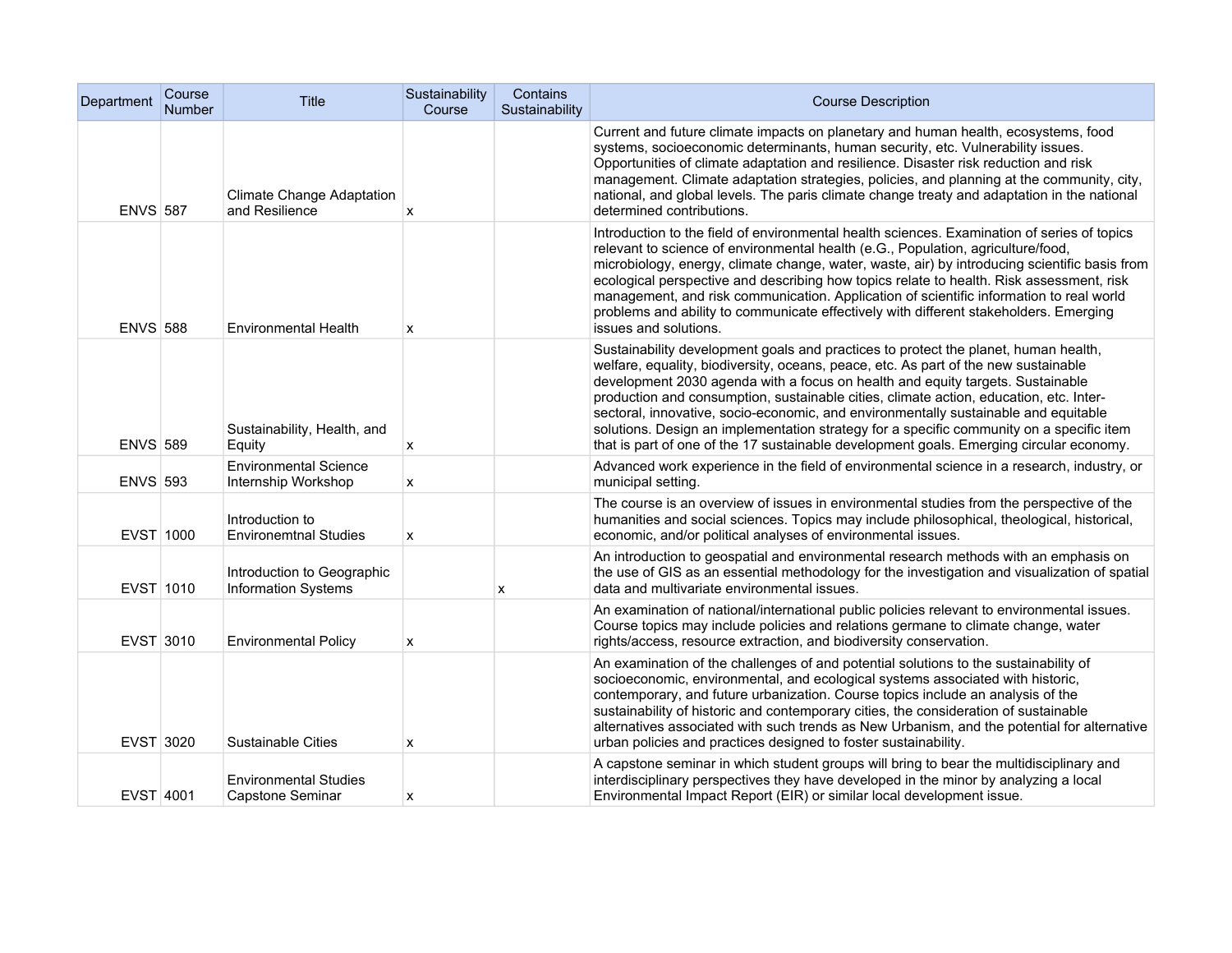| Department | Course Number | Title | Sustainability Course | Contains Sustainability | Course Description |
|---|---|---|---|---|---|
| ENVS | 587 | Climate Change Adaptation and Resilience | x | | Current and future climate impacts on planetary and human health, ecosystems, food systems, socioeconomic determinants, human security, etc. Vulnerability issues. Opportunities of climate adaptation and resilience. Disaster risk reduction and risk management. Climate adaptation strategies, policies, and planning at the community, city, national, and global levels. The paris climate change treaty and adaptation in the national determined contributions. |
| ENVS | 588 | Environmental Health | x | | Introduction to the field of environmental health sciences. Examination of series of topics relevant to science of environmental health (e.G., Population, agriculture/food, microbiology, energy, climate change, water, waste, air) by introducing scientific basis from ecological perspective and describing how topics relate to health. Risk assessment, risk management, and risk communication. Application of scientific information to real world problems and ability to communicate effectively with different stakeholders. Emerging issues and solutions. |
| ENVS | 589 | Sustainability, Health, and Equity | x | | Sustainability development goals and practices to protect the planet, human health, welfare, equality, biodiversity, oceans, peace, etc. As part of the new sustainable development 2030 agenda with a focus on health and equity targets. Sustainable production and consumption, sustainable cities, climate action, education, etc. Inter-sectoral, innovative, socio-economic, and environmentally sustainable and equitable solutions. Design an implementation strategy for a specific community on a specific item that is part of one of the 17 sustainable development goals. Emerging circular economy. |
| ENVS | 593 | Environmental Science Internship Workshop | x | | Advanced work experience in the field of environmental science in a research, industry, or municipal setting. |
| EVST | 1000 | Introduction to Environemtnal Studies | x | | The course is an overview of issues in environmental studies from the perspective of the humanities and social sciences. Topics may include philosophical, theological, historical, economic, and/or political analyses of environmental issues. |
| EVST | 1010 | Introduction to Geographic Information Systems | | x | An introduction to geospatial and environmental research methods with an emphasis on the use of GIS as an essential methodology for the investigation and visualization of spatial data and multivariate environmental issues. |
| EVST | 3010 | Environmental Policy | x | | An examination of national/international public policies relevant to environmental issues. Course topics may include policies and relations germane to climate change, water rights/access, resource extraction, and biodiversity conservation. |
| EVST | 3020 | Sustainable Cities | x | | An examination of the challenges of and potential solutions to the sustainability of socioeconomic, environmental, and ecological systems associated with historic, contemporary, and future urbanization. Course topics include an analysis of the sustainability of historic and contemporary cities, the consideration of sustainable alternatives associated with such trends as New Urbanism, and the potential for alternative urban policies and practices designed to foster sustainability. |
| EVST | 4001 | Environmental Studies Capstone Seminar | x | | A capstone seminar in which student groups will bring to bear the multidisciplinary and interdisciplinary perspectives they have developed in the minor by analyzing a local Environmental Impact Report (EIR) or similar local development issue. |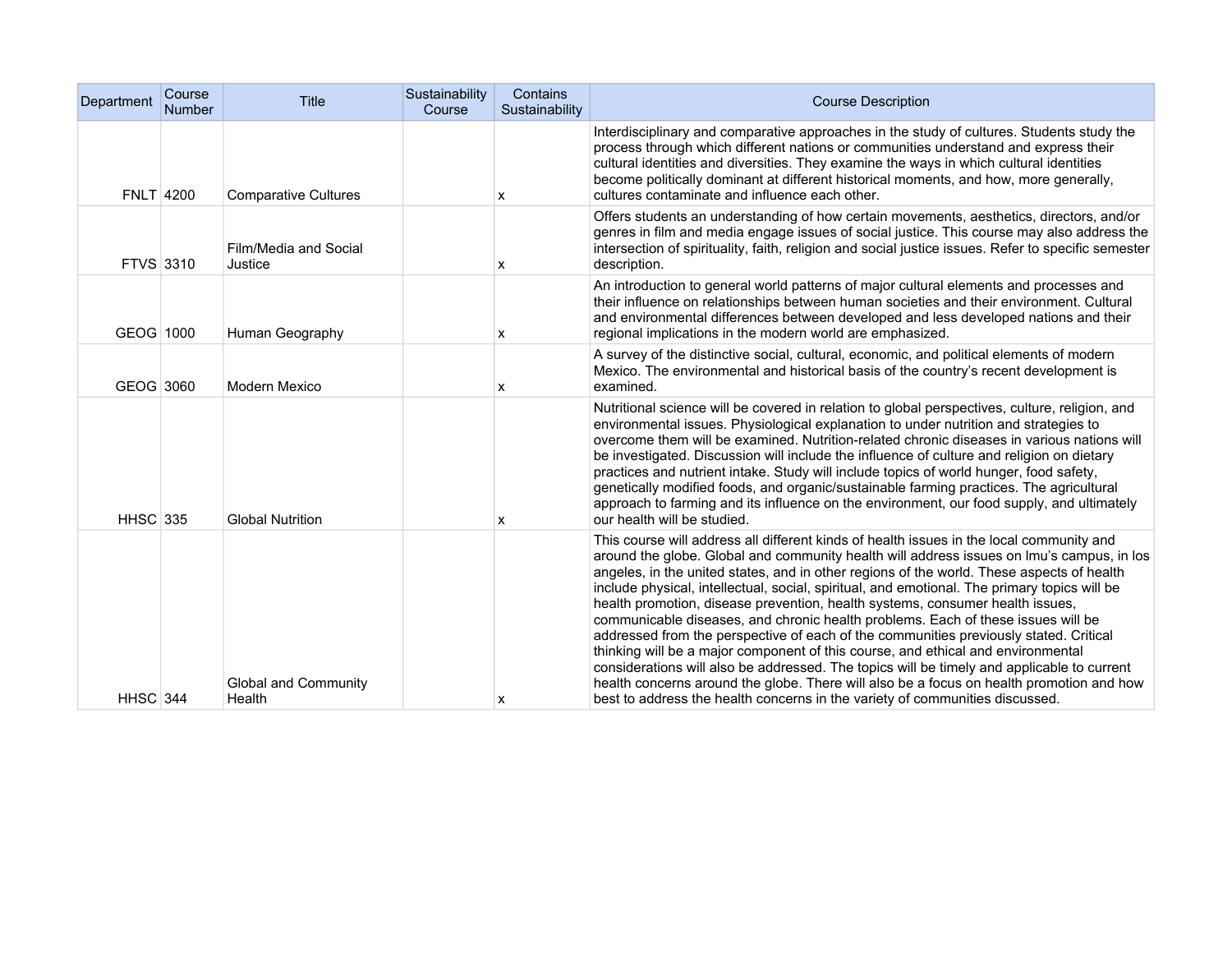| Department | Course Number | Title | Sustainability Course | Contains Sustainability | Course Description |
|---|---|---|---|---|---|
| FNLT | 4200 | Comparative Cultures | | x | Interdisciplinary and comparative approaches in the study of cultures. Students study the process through which different nations or communities understand and express their cultural identities and diversities. They examine the ways in which cultural identities become politically dominant at different historical moments, and how, more generally, cultures contaminate and influence each other. |
| FTVS | 3310 | Film/Media and Social Justice | | x | Offers students an understanding of how certain movements, aesthetics, directors, and/or genres in film and media engage issues of social justice. This course may also address the intersection of spirituality, faith, religion and social justice issues. Refer to specific semester description. |
| GEOG | 1000 | Human Geography | | x | An introduction to general world patterns of major cultural elements and processes and their influence on relationships between human societies and their environment. Cultural and environmental differences between developed and less developed nations and their regional implications in the modern world are emphasized. |
| GEOG | 3060 | Modern Mexico | | x | A survey of the distinctive social, cultural, economic, and political elements of modern Mexico. The environmental and historical basis of the country's recent development is examined. |
| HHSC | 335 | Global Nutrition | | x | Nutritional science will be covered in relation to global perspectives, culture, religion, and environmental issues. Physiological explanation to under nutrition and strategies to overcome them will be examined. Nutrition-related chronic diseases in various nations will be investigated. Discussion will include the influence of culture and religion on dietary practices and nutrient intake. Study will include topics of world hunger, food safety, genetically modified foods, and organic/sustainable farming practices. The agricultural approach to farming and its influence on the environment, our food supply, and ultimately our health will be studied. |
| HHSC | 344 | Global and Community Health | | x | This course will address all different kinds of health issues in the local community and around the globe. Global and community health will address issues on lmu's campus, in los angeles, in the united states, and in other regions of the world. These aspects of health include physical, intellectual, social, spiritual, and emotional. The primary topics will be health promotion, disease prevention, health systems, consumer health issues, communicable diseases, and chronic health problems. Each of these issues will be addressed from the perspective of each of the communities previously stated. Critical thinking will be a major component of this course, and ethical and environmental considerations will also be addressed. The topics will be timely and applicable to current health concerns around the globe. There will also be a focus on health promotion and how best to address the health concerns in the variety of communities discussed. |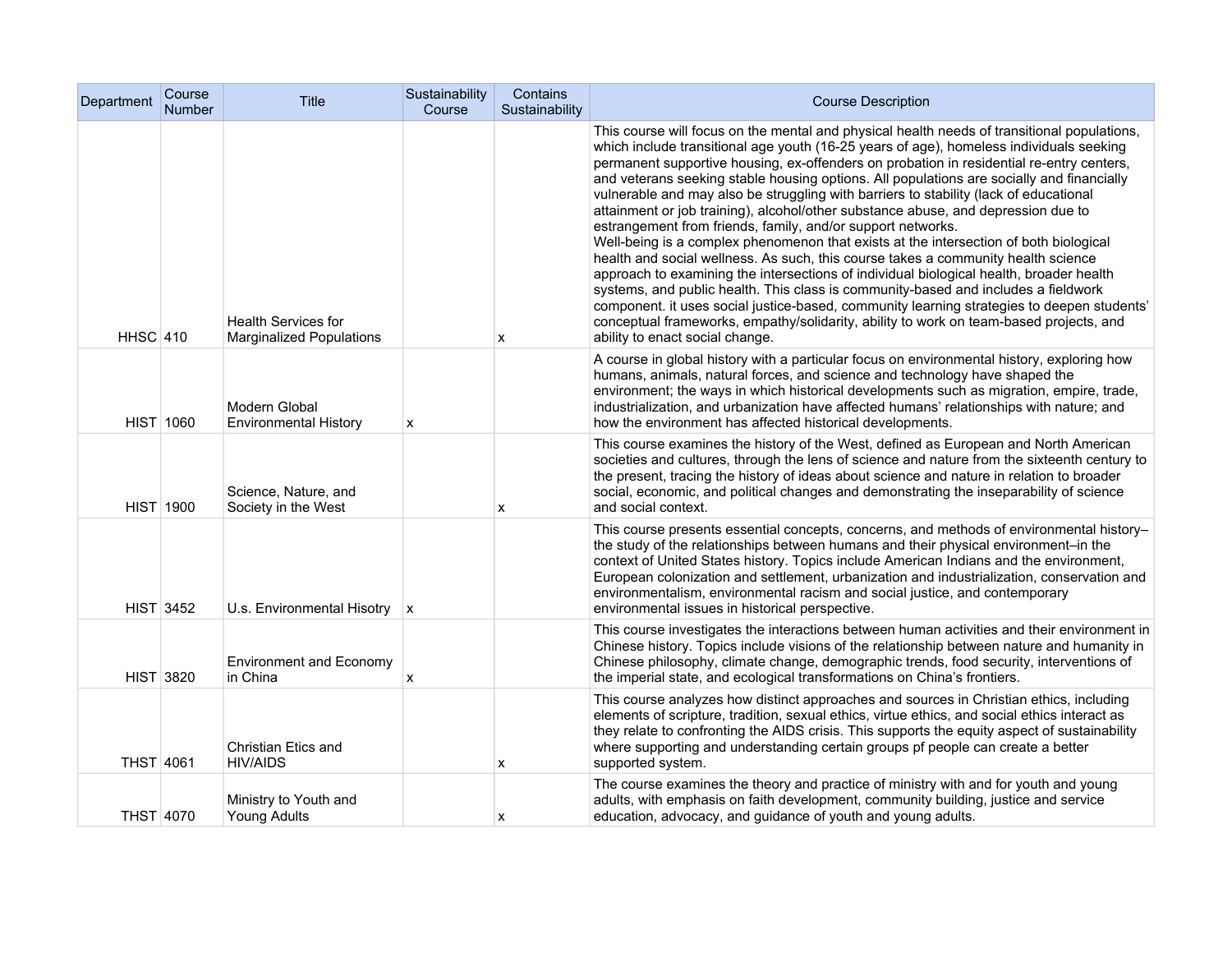| Department | Course Number | Title | Sustainability Course | Contains Sustainability | Course Description |
|---|---|---|---|---|---|
| HHSC | 410 | Health Services for Marginalized Populations | | x | This course will focus on the mental and physical health needs of transitional populations, which include transitional age youth (16-25 years of age), homeless individuals seeking permanent supportive housing, ex-offenders on probation in residential re-entry centers, and veterans seeking stable housing options. All populations are socially and financially vulnerable and may also be struggling with barriers to stability (lack of educational attainment or job training), alcohol/other substance abuse, and depression due to estrangement from friends, family, and/or support networks. Well-being is a complex phenomenon that exists at the intersection of both biological health and social wellness. As such, this course takes a community health science approach to examining the intersections of individual biological health, broader health systems, and public health. This class is community-based and includes a fieldwork component. it uses social justice-based, community learning strategies to deepen students' conceptual frameworks, empathy/solidarity, ability to work on team-based projects, and ability to enact social change. |
| HIST | 1060 | Modern Global Environmental History | x | | A course in global history with a particular focus on environmental history, exploring how humans, animals, natural forces, and science and technology have shaped the environment; the ways in which historical developments such as migration, empire, trade, industrialization, and urbanization have affected humans' relationships with nature; and how the environment has affected historical developments. |
| HIST | 1900 | Science, Nature, and Society in the West | | x | This course examines the history of the West, defined as European and North American societies and cultures, through the lens of science and nature from the sixteenth century to the present, tracing the history of ideas about science and nature in relation to broader social, economic, and political changes and demonstrating the inseparability of science and social context. |
| HIST | 3452 | U.s. Environmental Hisotry | x | | This course presents essential concepts, concerns, and methods of environmental history–the study of the relationships between humans and their physical environment–in the context of United States history. Topics include American Indians and the environment, European colonization and settlement, urbanization and industrialization, conservation and environmentalism, environmental racism and social justice, and contemporary environmental issues in historical perspective. |
| HIST | 3820 | Environment and Economy in China | x | | This course investigates the interactions between human activities and their environment in Chinese history. Topics include visions of the relationship between nature and humanity in Chinese philosophy, climate change, demographic trends, food security, interventions of the imperial state, and ecological transformations on China's frontiers. |
| THST | 4061 | Christian Etics and HIV/AIDS | | x | This course analyzes how distinct approaches and sources in Christian ethics, including elements of scripture, tradition, sexual ethics, virtue ethics, and social ethics interact as they relate to confronting the AIDS crisis. This supports the equity aspect of sustainability where supporting and understanding certain groups pf people can create a better supported system. |
| THST | 4070 | Ministry to Youth and Young Adults | | x | The course examines the theory and practice of ministry with and for youth and young adults, with emphasis on faith development, community building, justice and service education, advocacy, and guidance of youth and young adults. |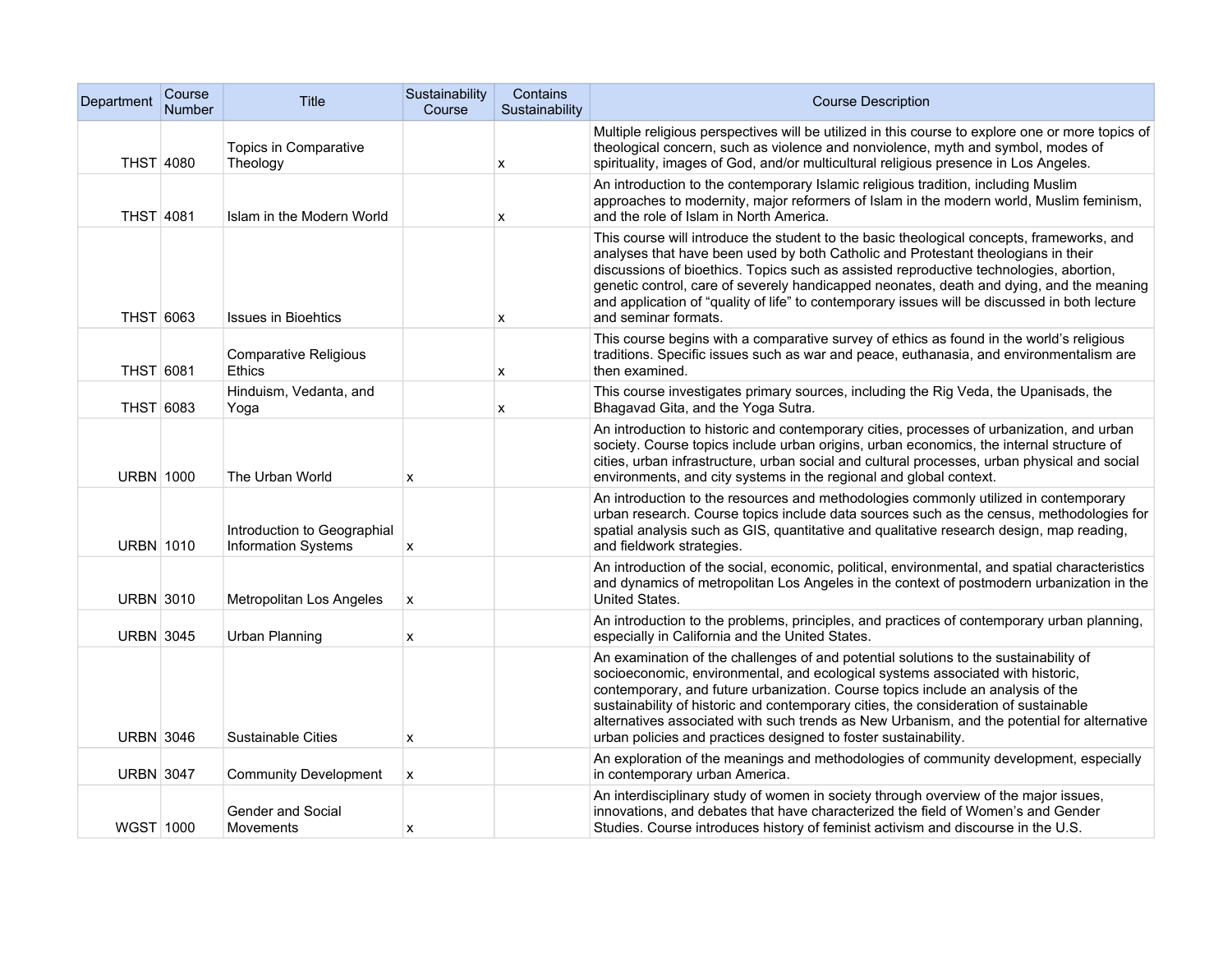| Department | Course Number | Title | Sustainability Course | Contains Sustainability | Course Description |
| --- | --- | --- | --- | --- | --- |
| THST | 4080 | Topics in Comparative Theology | | x | Multiple religious perspectives will be utilized in this course to explore one or more topics of theological concern, such as violence and nonviolence, myth and symbol, modes of spirituality, images of God, and/or multicultural religious presence in Los Angeles. |
| THST | 4081 | Islam in the Modern World | | x | An introduction to the contemporary Islamic religious tradition, including Muslim approaches to modernity, major reformers of Islam in the modern world, Muslim feminism, and the role of Islam in North America. |
| THST | 6063 | Issues in Bioehtics | | x | This course will introduce the student to the basic theological concepts, frameworks, and analyses that have been used by both Catholic and Protestant theologians in their discussions of bioethics. Topics such as assisted reproductive technologies, abortion, genetic control, care of severely handicapped neonates, death and dying, and the meaning and application of "quality of life" to contemporary issues will be discussed in both lecture and seminar formats. |
| THST | 6081 | Comparative Religious Ethics | | x | This course begins with a comparative survey of ethics as found in the world's religious traditions. Specific issues such as war and peace, euthanasia, and environmentalism are then examined. |
| THST | 6083 | Hinduism, Vedanta, and Yoga | | x | This course investigates primary sources, including the Rig Veda, the Upanisads, the Bhagavad Gita, and the Yoga Sutra. |
| URBN | 1000 | The Urban World | x | | An introduction to historic and contemporary cities, processes of urbanization, and urban society. Course topics include urban origins, urban economics, the internal structure of cities, urban infrastructure, urban social and cultural processes, urban physical and social environments, and city systems in the regional and global context. |
| URBN | 1010 | Introduction to Geographial Information Systems | x | | An introduction to the resources and methodologies commonly utilized in contemporary urban research. Course topics include data sources such as the census, methodologies for spatial analysis such as GIS, quantitative and qualitative research design, map reading, and fieldwork strategies. |
| URBN | 3010 | Metropolitan Los Angeles | x | | An introduction of the social, economic, political, environmental, and spatial characteristics and dynamics of metropolitan Los Angeles in the context of postmodern urbanization in the United States. |
| URBN | 3045 | Urban Planning | x | | An introduction to the problems, principles, and practices of contemporary urban planning, especially in California and the United States. |
| URBN | 3046 | Sustainable Cities | x | | An examination of the challenges of and potential solutions to the sustainability of socioeconomic, environmental, and ecological systems associated with historic, contemporary, and future urbanization. Course topics include an analysis of the sustainability of historic and contemporary cities, the consideration of sustainable alternatives associated with such trends as New Urbanism, and the potential for alternative urban policies and practices designed to foster sustainability. |
| URBN | 3047 | Community Development | x | | An exploration of the meanings and methodologies of community development, especially in contemporary urban America. |
| WGST | 1000 | Gender and Social Movements | x | | An interdisciplinary study of women in society through overview of the major issues, innovations, and debates that have characterized the field of Women's and Gender Studies. Course introduces history of feminist activism and discourse in the U.S. |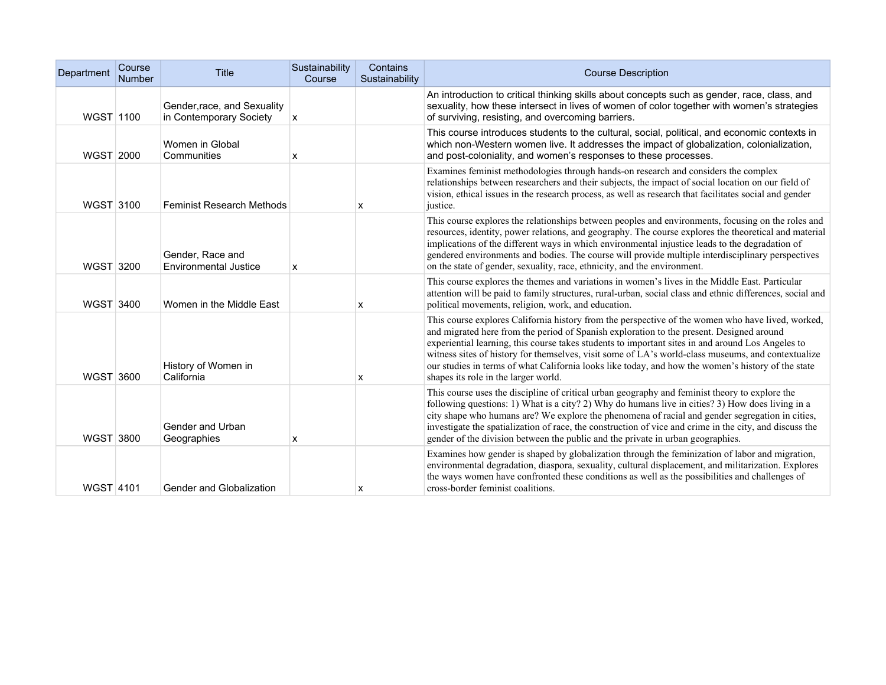| Department | Course Number | Title | Sustainability Course | Contains Sustainability | Course Description |
|---|---|---|---|---|---|
| WGST | 1100 | Gender,race, and Sexuality in Contemporary Society | x | | An introduction to critical thinking skills about concepts such as gender, race, class, and sexuality, how these intersect in lives of women of color together with women's strategies of surviving, resisting, and overcoming barriers. |
| WGST | 2000 | Women in Global Communities | x | | This course introduces students to the cultural, social, political, and economic contexts in which non-Western women live. It addresses the impact of globalization, colonialization, and post-coloniality, and women's responses to these processes. |
| WGST | 3100 | Feminist Research Methods | | x | Examines feminist methodologies through hands-on research and considers the complex relationships between researchers and their subjects, the impact of social location on our field of vision, ethical issues in the research process, as well as research that facilitates social and gender justice. |
| WGST | 3200 | Gender, Race and Environmental Justice | x | | This course explores the relationships between peoples and environments, focusing on the roles and resources, identity, power relations, and geography. The course explores the theoretical and material implications of the different ways in which environmental injustice leads to the degradation of gendered environments and bodies. The course will provide multiple interdisciplinary perspectives on the state of gender, sexuality, race, ethnicity, and the environment. |
| WGST | 3400 | Women in the Middle East | | x | This course explores the themes and variations in women's lives in the Middle East. Particular attention will be paid to family structures, rural-urban, social class and ethnic differences, social and political movements, religion, work, and education. |
| WGST | 3600 | History of Women in California | | x | This course explores California history from the perspective of the women who have lived, worked, and migrated here from the period of Spanish exploration to the present. Designed around experiential learning, this course takes students to important sites in and around Los Angeles to witness sites of history for themselves, visit some of LA's world-class museums, and contextualize our studies in terms of what California looks like today, and how the women's history of the state shapes its role in the larger world. |
| WGST | 3800 | Gender and Urban Geographies | x | | This course uses the discipline of critical urban geography and feminist theory to explore the following questions: 1) What is a city? 2) Why do humans live in cities? 3) How does living in a city shape who humans are? We explore the phenomena of racial and gender segregation in cities, investigate the spatialization of race, the construction of vice and crime in the city, and discuss the gender of the division between the public and the private in urban geographies. |
| WGST | 4101 | Gender and Globalization | | x | Examines how gender is shaped by globalization through the feminization of labor and migration, environmental degradation, diaspora, sexuality, cultural displacement, and militarization. Explores the ways women have confronted these conditions as well as the possibilities and challenges of cross-border feminist coalitions. |